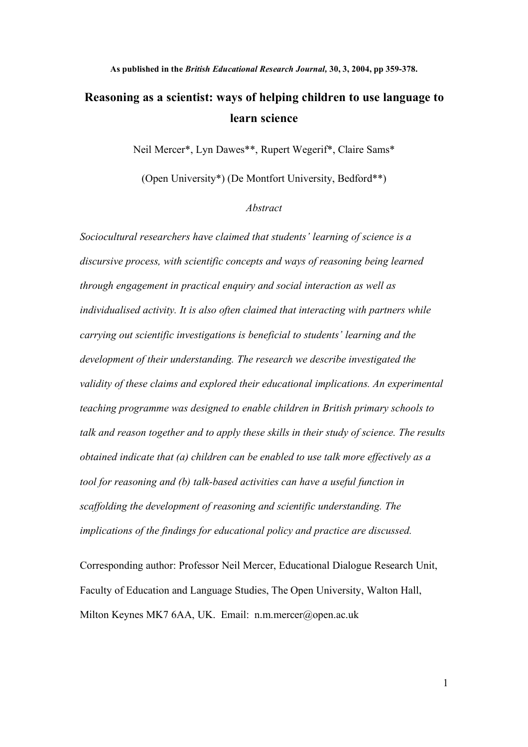**As published in the *British Educational Research Journal,* 30, 3, 2004, pp 359-378.**

# Reasoning as a scientist: ways of helping children to use language to learn science

Neil Mercer*, Lyn Dawes**, Rupert Wegerif*, Claire Sams*

(Open University*) (De Montfort University, Bedford**)

*Abstract*

*Sociocultural researchers have claimed that students' learning of science is a discursive process, with scientific concepts and ways of reasoning being learned through engagement in practical enquiry and social interaction as well as individualised activity. It is also often claimed that interacting with partners while carrying out scientific investigations is beneficial to students' learning and the development of their understanding. The research we describe investigated the validity of these claims and explored their educational implications. An experimental teaching programme was designed to enable children in British primary schools to talk and reason together and to apply these skills in their study of science. The results obtained indicate that (a) children can be enabled to use talk more effectively as a tool for reasoning and (b) talk-based activities can have a useful function in scaffolding the development of reasoning and scientific understanding. The implications of the findings for educational policy and practice are discussed.*

Corresponding author: Professor Neil Mercer, Educational Dialogue Research Unit, Faculty of Education and Language Studies, The Open University, Walton Hall, Milton Keynes MK7 6AA, UK. Email: n.m.mercer@open.ac.uk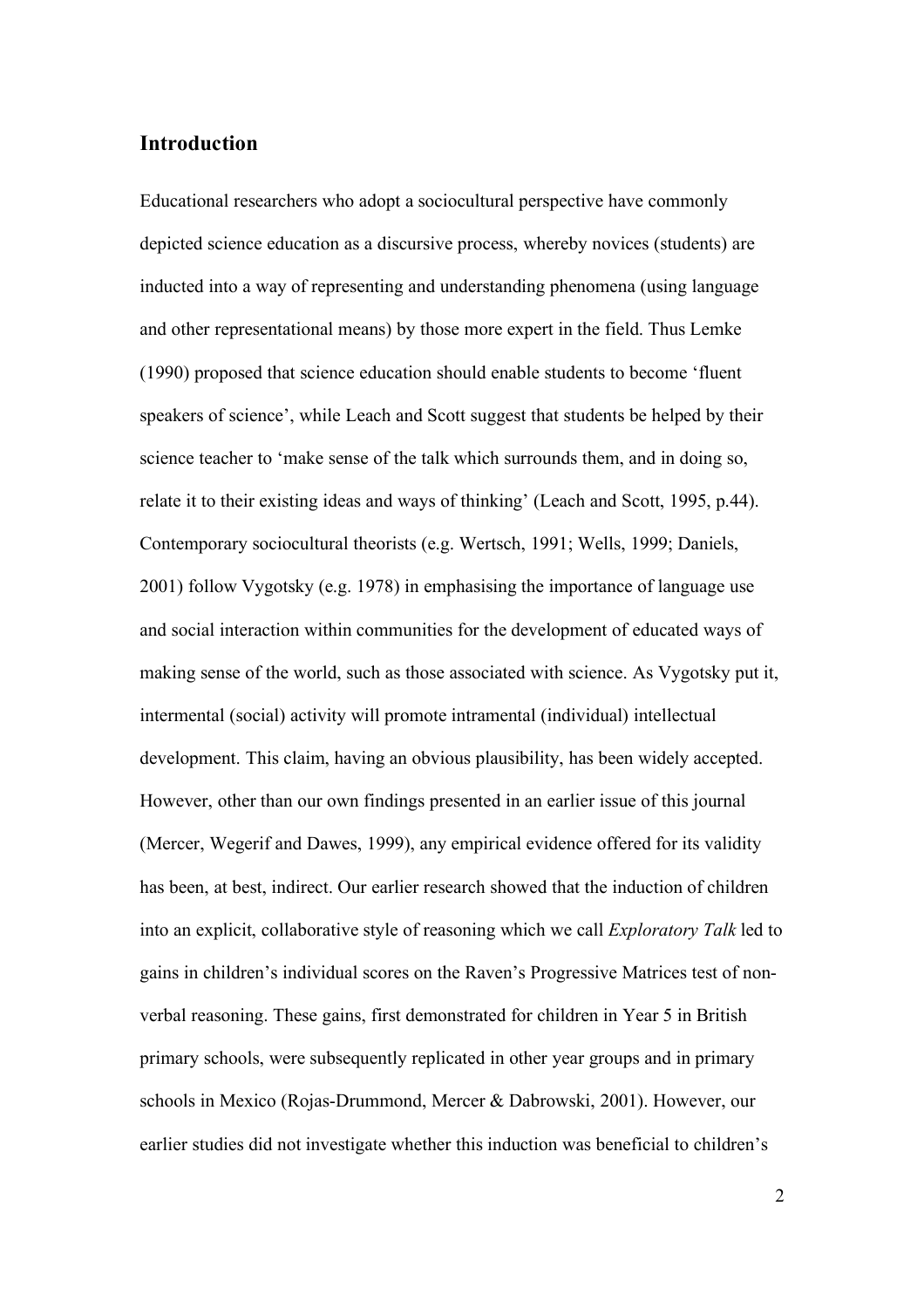## Introduction

Educational researchers who adopt a sociocultural perspective have commonly depicted science education as a discursive process, whereby novices (students) are inducted into a way of representing and understanding phenomena (using language and other representational means) by those more expert in the field. Thus Lemke (1990) proposed that science education should enable students to become 'fluent speakers of science', while Leach and Scott suggest that students be helped by their science teacher to 'make sense of the talk which surrounds them, and in doing so, relate it to their existing ideas and ways of thinking' (Leach and Scott, 1995, p.44). Contemporary sociocultural theorists (e.g. Wertsch, 1991; Wells, 1999; Daniels, 2001) follow Vygotsky (e.g. 1978) in emphasising the importance of language use and social interaction within communities for the development of educated ways of making sense of the world, such as those associated with science. As Vygotsky put it, intermental (social) activity will promote intramental (individual) intellectual development. This claim, having an obvious plausibility, has been widely accepted. However, other than our own findings presented in an earlier issue of this journal (Mercer, Wegerif and Dawes, 1999), any empirical evidence offered for its validity has been, at best, indirect. Our earlier research showed that the induction of children into an explicit, collaborative style of reasoning which we call *Exploratory Talk* led to gains in children's individual scores on the Raven's Progressive Matrices test of non-verbal reasoning. These gains, first demonstrated for children in Year 5 in British primary schools, were subsequently replicated in other year groups and in primary schools in Mexico (Rojas-Drummond, Mercer & Dabrowski, 2001). However, our earlier studies did not investigate whether this induction was beneficial to children's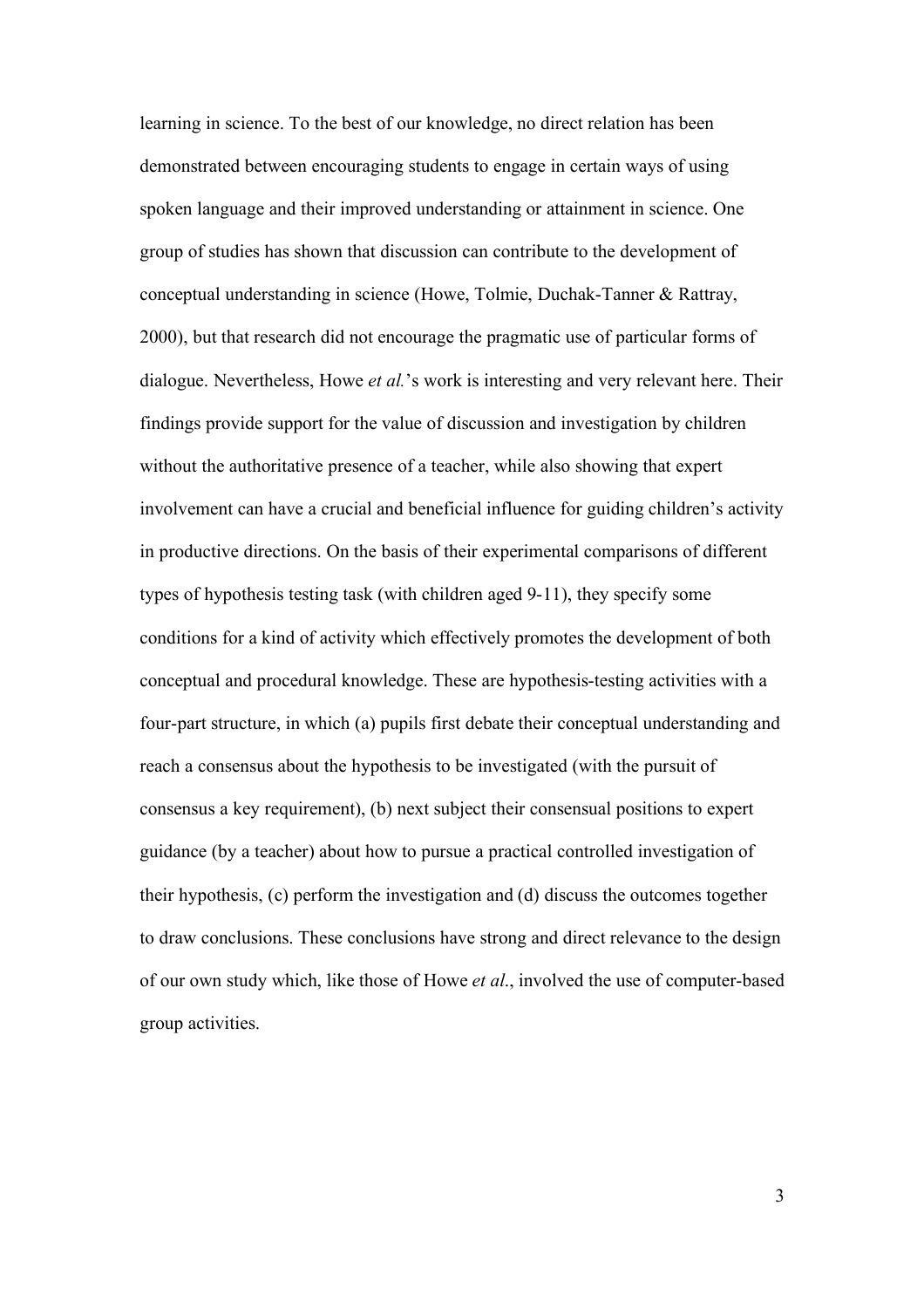learning in science. To the best of our knowledge, no direct relation has been demonstrated between encouraging students to engage in certain ways of using spoken language and their improved understanding or attainment in science. One group of studies has shown that discussion can contribute to the development of conceptual understanding in science (Howe, Tolmie, Duchak-Tanner & Rattray, 2000), but that research did not encourage the pragmatic use of particular forms of dialogue. Nevertheless, Howe *et al.*'s work is interesting and very relevant here. Their findings provide support for the value of discussion and investigation by children without the authoritative presence of a teacher, while also showing that expert involvement can have a crucial and beneficial influence for guiding children's activity in productive directions. On the basis of their experimental comparisons of different types of hypothesis testing task (with children aged 9-11), they specify some conditions for a kind of activity which effectively promotes the development of both conceptual and procedural knowledge. These are hypothesis-testing activities with a four-part structure, in which (a) pupils first debate their conceptual understanding and reach a consensus about the hypothesis to be investigated (with the pursuit of consensus a key requirement), (b) next subject their consensual positions to expert guidance (by a teacher) about how to pursue a practical controlled investigation of their hypothesis, (c) perform the investigation and (d) discuss the outcomes together to draw conclusions. These conclusions have strong and direct relevance to the design of our own study which, like those of Howe *et al*., involved the use of computer-based group activities.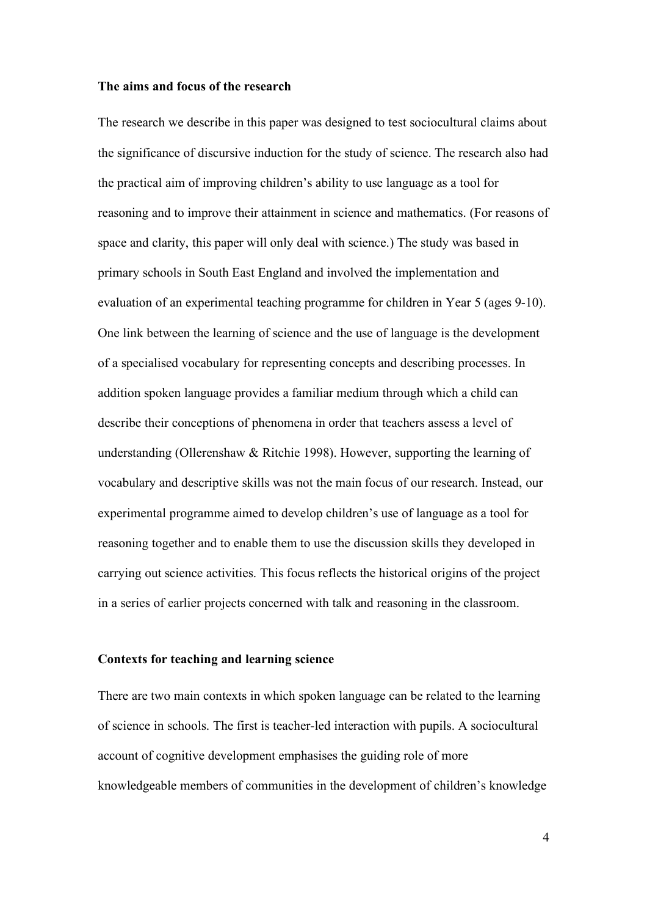**The aims and focus of the research**

The research we describe in this paper was designed to test sociocultural claims about the significance of discursive induction for the study of science. The research also had the practical aim of improving children's ability to use language as a tool for reasoning and to improve their attainment in science and mathematics. (For reasons of space and clarity, this paper will only deal with science.) The study was based in primary schools in South East England and involved the implementation and evaluation of an experimental teaching programme for children in Year 5 (ages 9-10). One link between the learning of science and the use of language is the development of a specialised vocabulary for representing concepts and describing processes. In addition spoken language provides a familiar medium through which a child can describe their conceptions of phenomena in order that teachers assess a level of understanding (Ollerenshaw & Ritchie 1998). However, supporting the learning of vocabulary and descriptive skills was not the main focus of our research. Instead, our experimental programme aimed to develop children's use of language as a tool for reasoning together and to enable them to use the discussion skills they developed in carrying out science activities. This focus reflects the historical origins of the project in a series of earlier projects concerned with talk and reasoning in the classroom.

**Contexts for teaching and learning science**

There are two main contexts in which spoken language can be related to the learning of science in schools. The first is teacher-led interaction with pupils. A sociocultural account of cognitive development emphasises the guiding role of more knowledgeable members of communities in the development of children's knowledge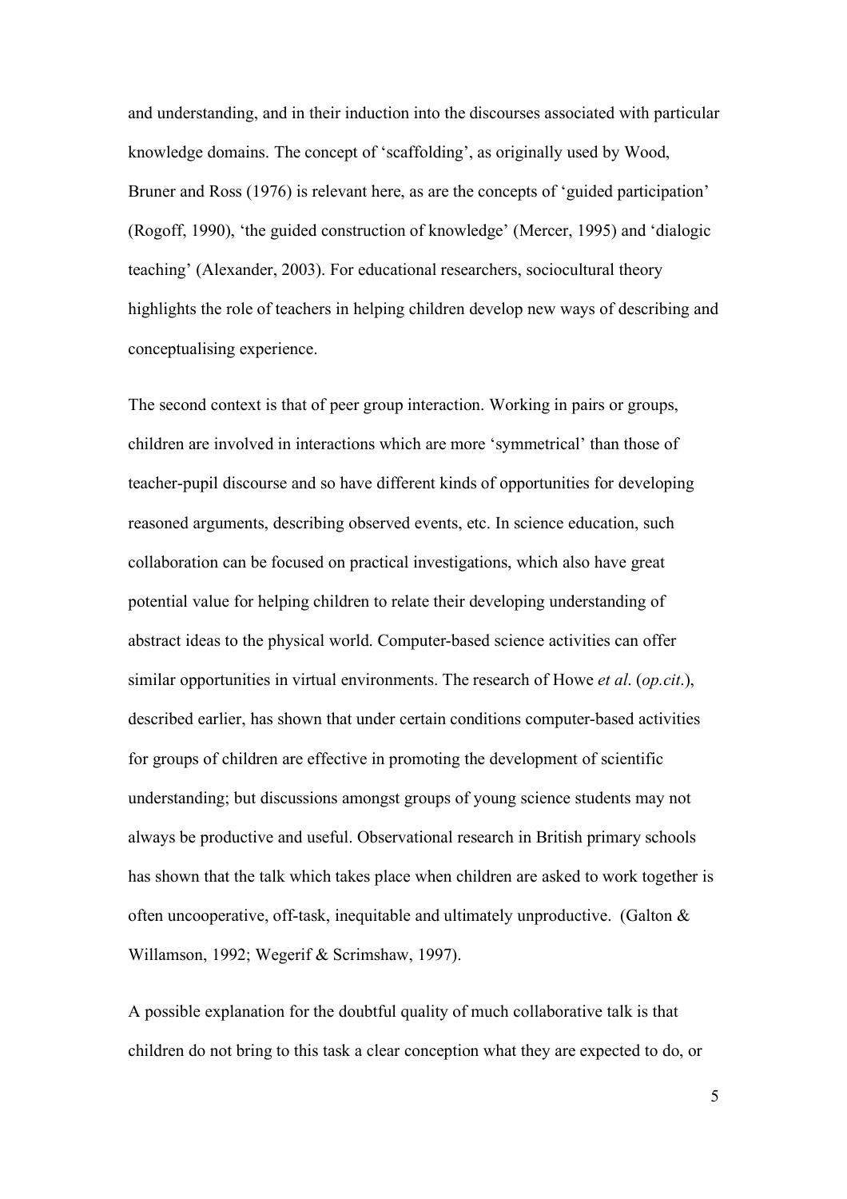and understanding, and in their induction into the discourses associated with particular knowledge domains. The concept of 'scaffolding', as originally used by Wood, Bruner and Ross (1976) is relevant here, as are the concepts of 'guided participation' (Rogoff, 1990), 'the guided construction of knowledge' (Mercer, 1995) and 'dialogic teaching' (Alexander, 2003). For educational researchers, sociocultural theory highlights the role of teachers in helping children develop new ways of describing and conceptualising experience.

The second context is that of peer group interaction. Working in pairs or groups, children are involved in interactions which are more 'symmetrical' than those of teacher-pupil discourse and so have different kinds of opportunities for developing reasoned arguments, describing observed events, etc. In science education, such collaboration can be focused on practical investigations, which also have great potential value for helping children to relate their developing understanding of abstract ideas to the physical world. Computer-based science activities can offer similar opportunities in virtual environments. The research of Howe *et al*. (*op.cit*.), described earlier, has shown that under certain conditions computer-based activities for groups of children are effective in promoting the development of scientific understanding; but discussions amongst groups of young science students may not always be productive and useful. Observational research in British primary schools has shown that the talk which takes place when children are asked to work together is often uncooperative, off-task, inequitable and ultimately unproductive. (Galton & Willamson, 1992; Wegerif & Scrimshaw, 1997).

A possible explanation for the doubtful quality of much collaborative talk is that children do not bring to this task a clear conception what they are expected to do, or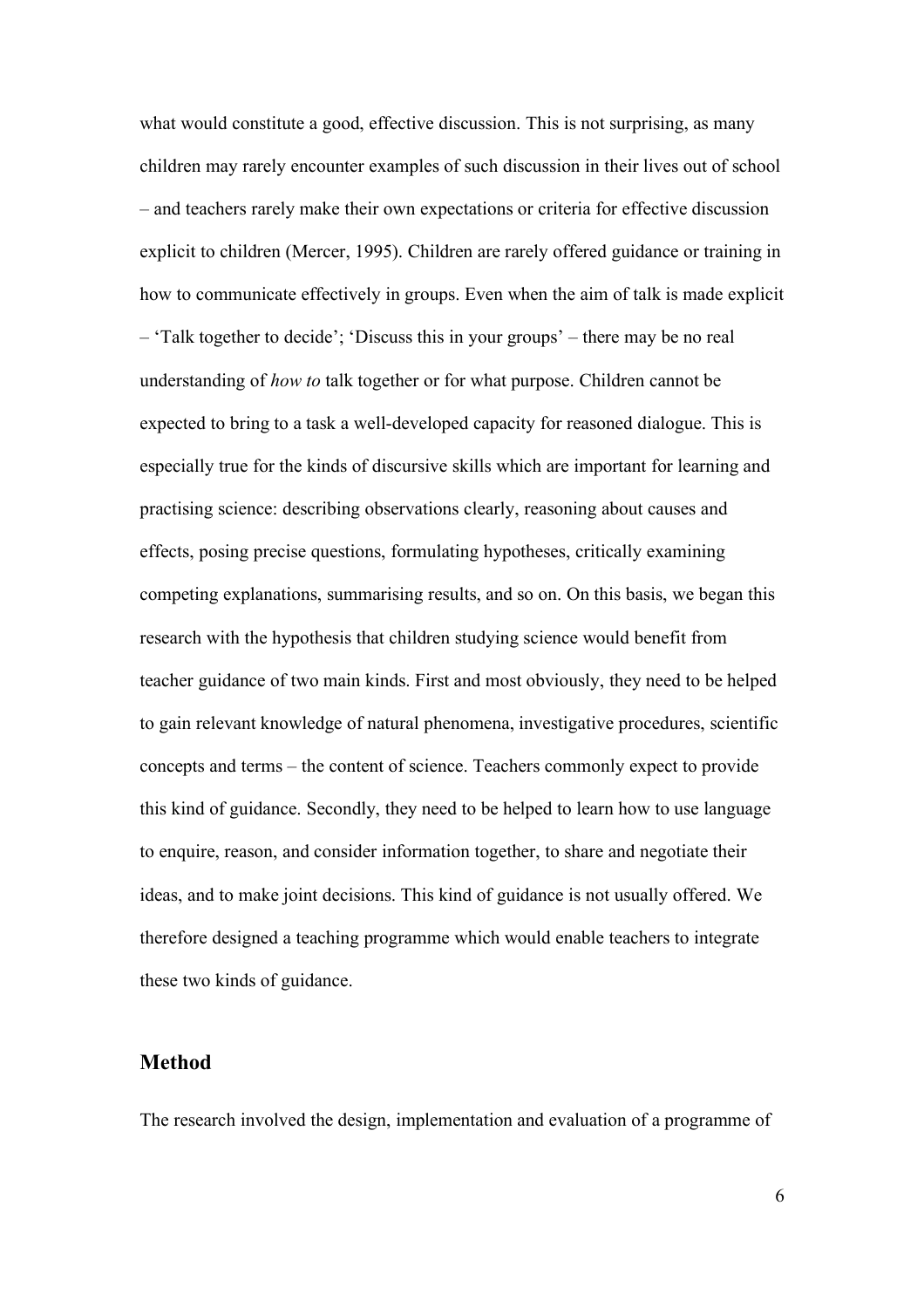what would constitute a good, effective discussion. This is not surprising, as many children may rarely encounter examples of such discussion in their lives out of school – and teachers rarely make their own expectations or criteria for effective discussion explicit to children (Mercer, 1995). Children are rarely offered guidance or training in how to communicate effectively in groups. Even when the aim of talk is made explicit – 'Talk together to decide'; 'Discuss this in your groups' – there may be no real understanding of *how to* talk together or for what purpose. Children cannot be expected to bring to a task a well-developed capacity for reasoned dialogue. This is especially true for the kinds of discursive skills which are important for learning and practising science: describing observations clearly, reasoning about causes and effects, posing precise questions, formulating hypotheses, critically examining competing explanations, summarising results, and so on. On this basis, we began this research with the hypothesis that children studying science would benefit from teacher guidance of two main kinds. First and most obviously, they need to be helped to gain relevant knowledge of natural phenomena, investigative procedures, scientific concepts and terms – the content of science. Teachers commonly expect to provide this kind of guidance. Secondly, they need to be helped to learn how to use language to enquire, reason, and consider information together, to share and negotiate their ideas, and to make joint decisions. This kind of guidance is not usually offered. We therefore designed a teaching programme which would enable teachers to integrate these two kinds of guidance.

## Method

The research involved the design, implementation and evaluation of a programme of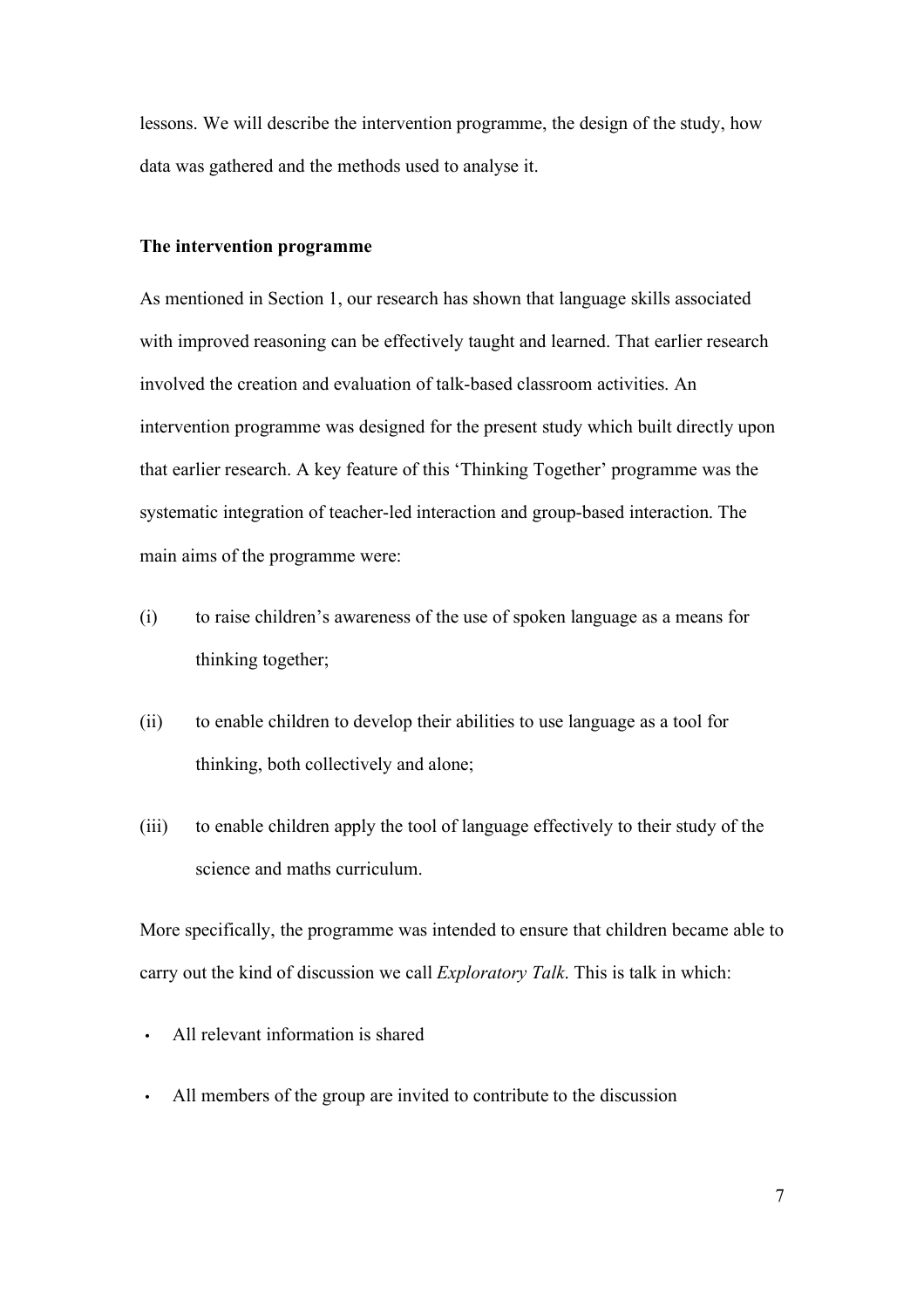lessons. We will describe the intervention programme, the design of the study, how data was gathered and the methods used to analyse it.

**The intervention programme**

As mentioned in Section 1, our research has shown that language skills associated with improved reasoning can be effectively taught and learned. That earlier research involved the creation and evaluation of talk-based classroom activities. An intervention programme was designed for the present study which built directly upon that earlier research. A key feature of this 'Thinking Together' programme was the systematic integration of teacher-led interaction and group-based interaction. The main aims of the programme were:

(i) to raise children's awareness of the use of spoken language as a means for thinking together;

(ii) to enable children to develop their abilities to use language as a tool for thinking, both collectively and alone;

(iii) to enable children apply the tool of language effectively to their study of the science and maths curriculum.

More specifically, the programme was intended to ensure that children became able to carry out the kind of discussion we call *Exploratory Talk*. This is talk in which:

- All relevant information is shared
- All members of the group are invited to contribute to the discussion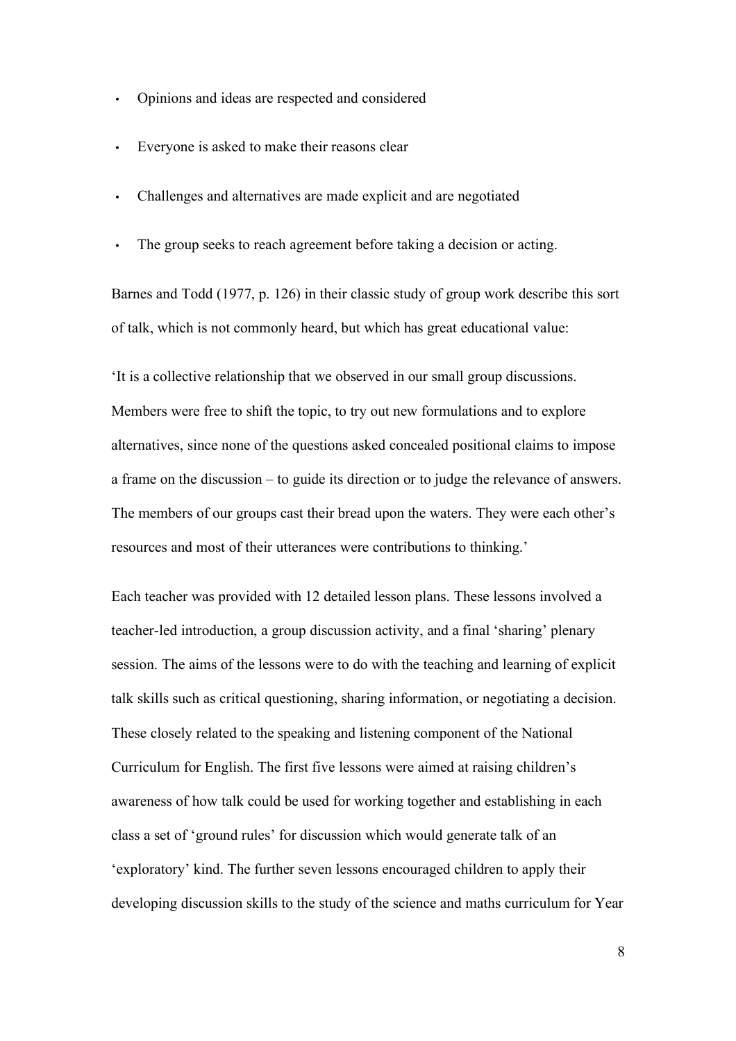- Opinions and ideas are respected and considered
- Everyone is asked to make their reasons clear
- Challenges and alternatives are made explicit and are negotiated
- The group seeks to reach agreement before taking a decision or acting.

Barnes and Todd (1977, p. 126) in their classic study of group work describe this sort of talk, which is not commonly heard, but which has great educational value:

'It is a collective relationship that we observed in our small group discussions. Members were free to shift the topic, to try out new formulations and to explore alternatives, since none of the questions asked concealed positional claims to impose a frame on the discussion – to guide its direction or to judge the relevance of answers. The members of our groups cast their bread upon the waters. They were each other's resources and most of their utterances were contributions to thinking.'

Each teacher was provided with 12 detailed lesson plans. These lessons involved a teacher-led introduction, a group discussion activity, and a final 'sharing' plenary session. The aims of the lessons were to do with the teaching and learning of explicit talk skills such as critical questioning, sharing information, or negotiating a decision. These closely related to the speaking and listening component of the National Curriculum for English. The first five lessons were aimed at raising children's awareness of how talk could be used for working together and establishing in each class a set of 'ground rules' for discussion which would generate talk of an 'exploratory' kind. The further seven lessons encouraged children to apply their developing discussion skills to the study of the science and maths curriculum for Year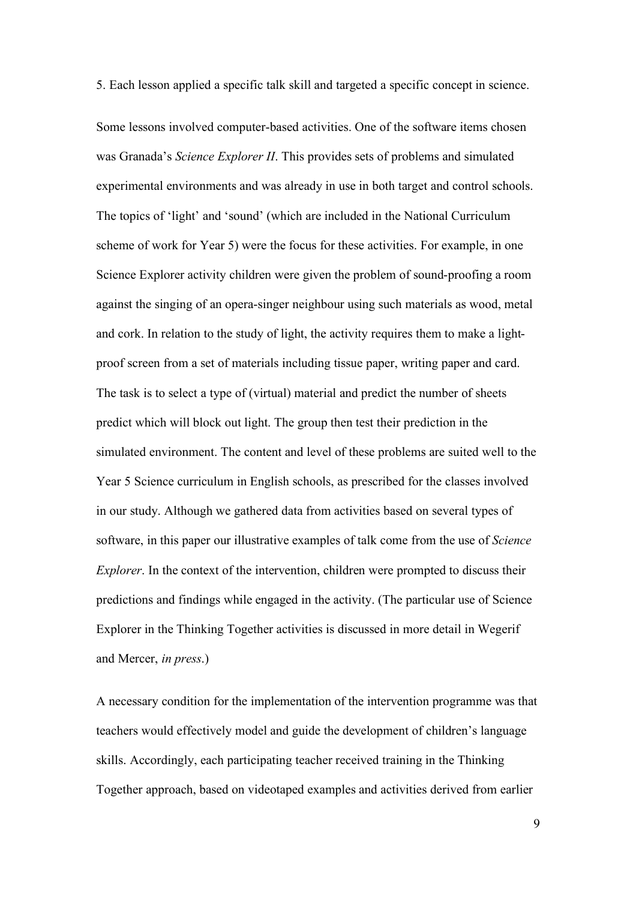5. Each lesson applied a specific talk skill and targeted a specific concept in science.

Some lessons involved computer-based activities. One of the software items chosen was Granada's *Science Explorer II*. This provides sets of problems and simulated experimental environments and was already in use in both target and control schools. The topics of 'light' and 'sound' (which are included in the National Curriculum scheme of work for Year 5) were the focus for these activities. For example, in one Science Explorer activity children were given the problem of sound-proofing a room against the singing of an opera-singer neighbour using such materials as wood, metal and cork. In relation to the study of light, the activity requires them to make a light-proof screen from a set of materials including tissue paper, writing paper and card. The task is to select a type of (virtual) material and predict the number of sheets predict which will block out light. The group then test their prediction in the simulated environment. The content and level of these problems are suited well to the Year 5 Science curriculum in English schools, as prescribed for the classes involved in our study. Although we gathered data from activities based on several types of software, in this paper our illustrative examples of talk come from the use of *Science Explorer*. In the context of the intervention, children were prompted to discuss their predictions and findings while engaged in the activity. (The particular use of Science Explorer in the Thinking Together activities is discussed in more detail in Wegerif and Mercer, *in press*.)

A necessary condition for the implementation of the intervention programme was that teachers would effectively model and guide the development of children's language skills. Accordingly, each participating teacher received training in the Thinking Together approach, based on videotaped examples and activities derived from earlier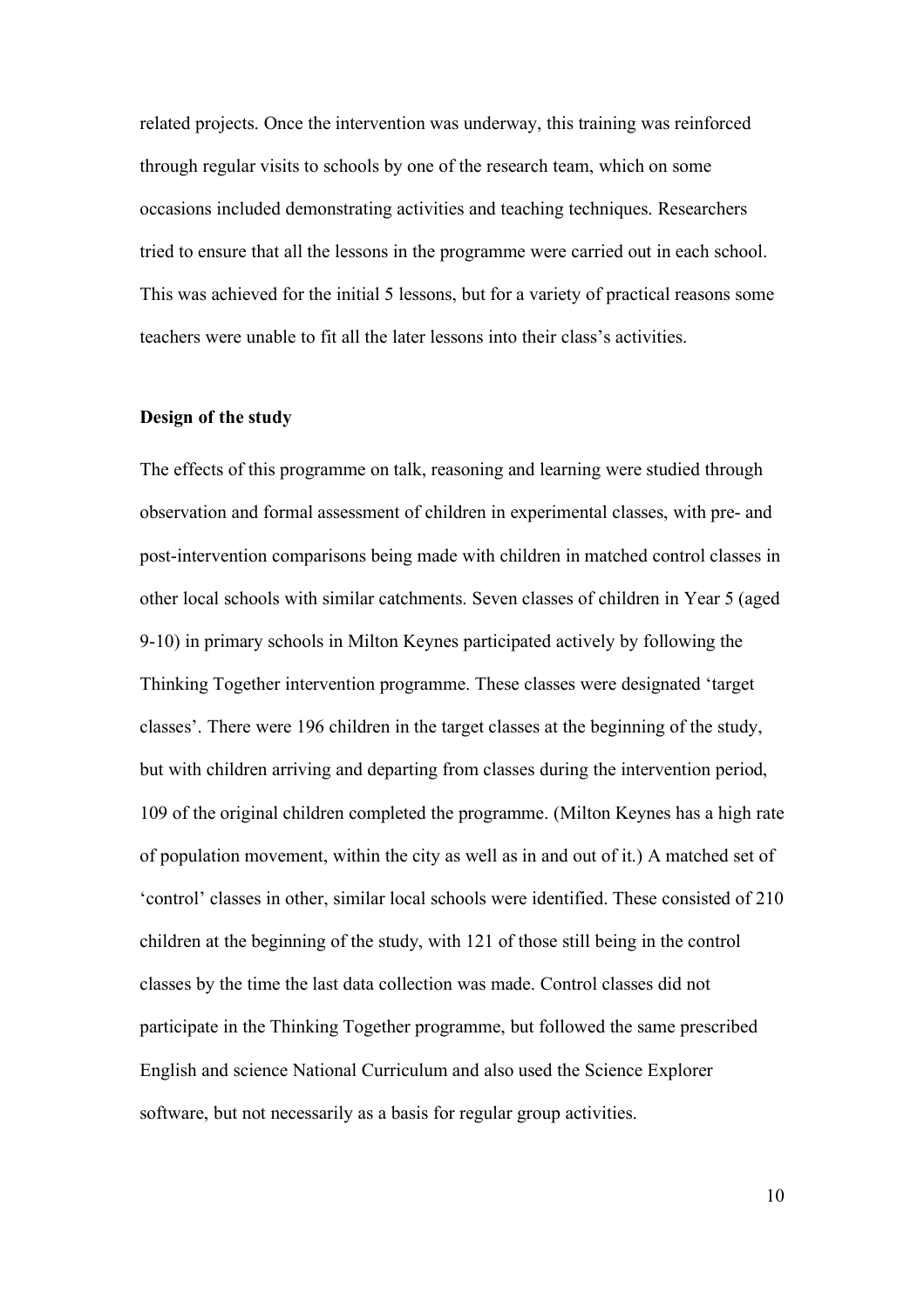related projects. Once the intervention was underway, this training was reinforced through regular visits to schools by one of the research team, which on some occasions included demonstrating activities and teaching techniques. Researchers tried to ensure that all the lessons in the programme were carried out in each school. This was achieved for the initial 5 lessons, but for a variety of practical reasons some teachers were unable to fit all the later lessons into their class's activities.

### Design of the study

The effects of this programme on talk, reasoning and learning were studied through observation and formal assessment of children in experimental classes, with pre- and post-intervention comparisons being made with children in matched control classes in other local schools with similar catchments. Seven classes of children in Year 5 (aged 9-10) in primary schools in Milton Keynes participated actively by following the Thinking Together intervention programme. These classes were designated 'target classes'. There were 196 children in the target classes at the beginning of the study, but with children arriving and departing from classes during the intervention period, 109 of the original children completed the programme. (Milton Keynes has a high rate of population movement, within the city as well as in and out of it.) A matched set of 'control' classes in other, similar local schools were identified. These consisted of 210 children at the beginning of the study, with 121 of those still being in the control classes by the time the last data collection was made. Control classes did not participate in the Thinking Together programme, but followed the same prescribed English and science National Curriculum and also used the Science Explorer software, but not necessarily as a basis for regular group activities.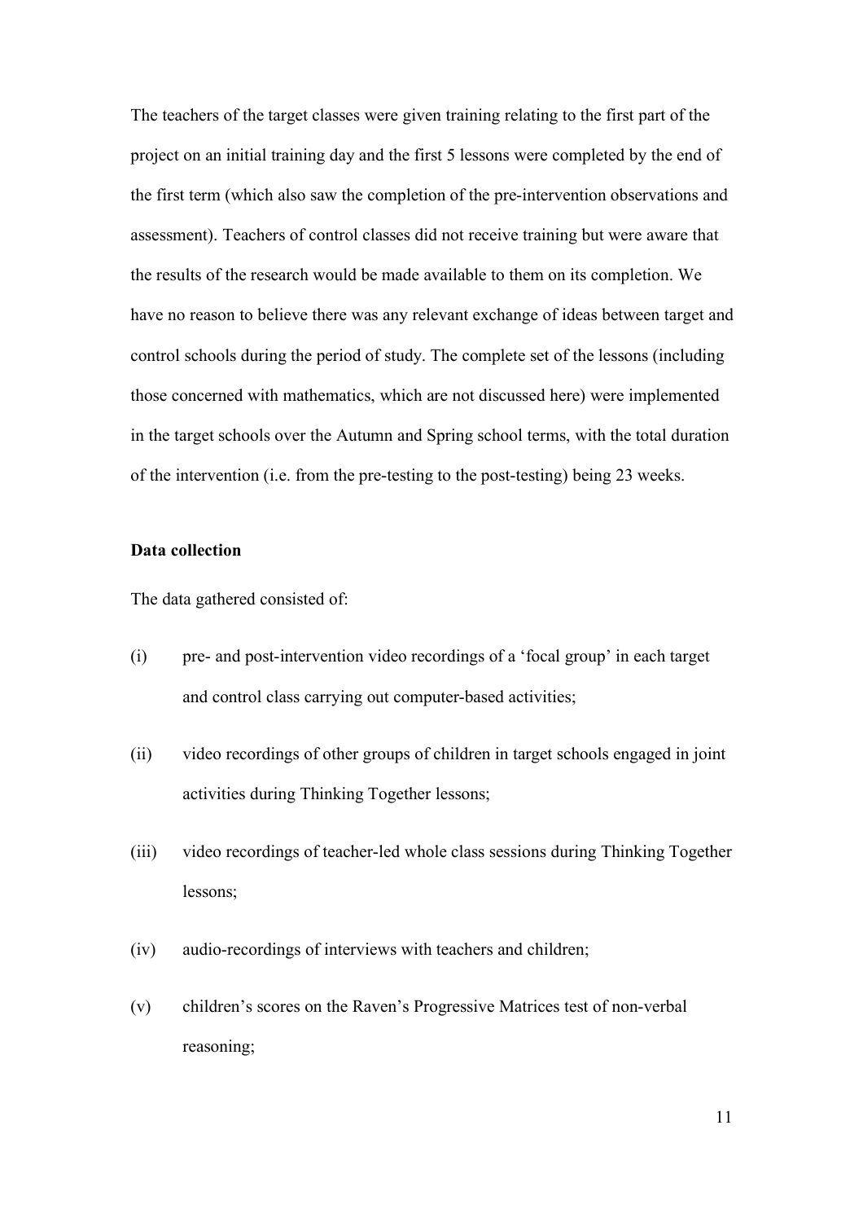The teachers of the target classes were given training relating to the first part of the project on an initial training day and the first 5 lessons were completed by the end of the first term (which also saw the completion of the pre-intervention observations and assessment). Teachers of control classes did not receive training but were aware that the results of the research would be made available to them on its completion. We have no reason to believe there was any relevant exchange of ideas between target and control schools during the period of study. The complete set of the lessons (including those concerned with mathematics, which are not discussed here) were implemented in the target schools over the Autumn and Spring school terms, with the total duration of the intervention (i.e. from the pre-testing to the post-testing) being 23 weeks.

**Data collection**

The data gathered consisted of:

(i) pre- and post-intervention video recordings of a 'focal group' in each target and control class carrying out computer-based activities;

(ii) video recordings of other groups of children in target schools engaged in joint activities during Thinking Together lessons;

(iii) video recordings of teacher-led whole class sessions during Thinking Together lessons;

(iv) audio-recordings of interviews with teachers and children;

(v) children's scores on the Raven's Progressive Matrices test of non-verbal reasoning;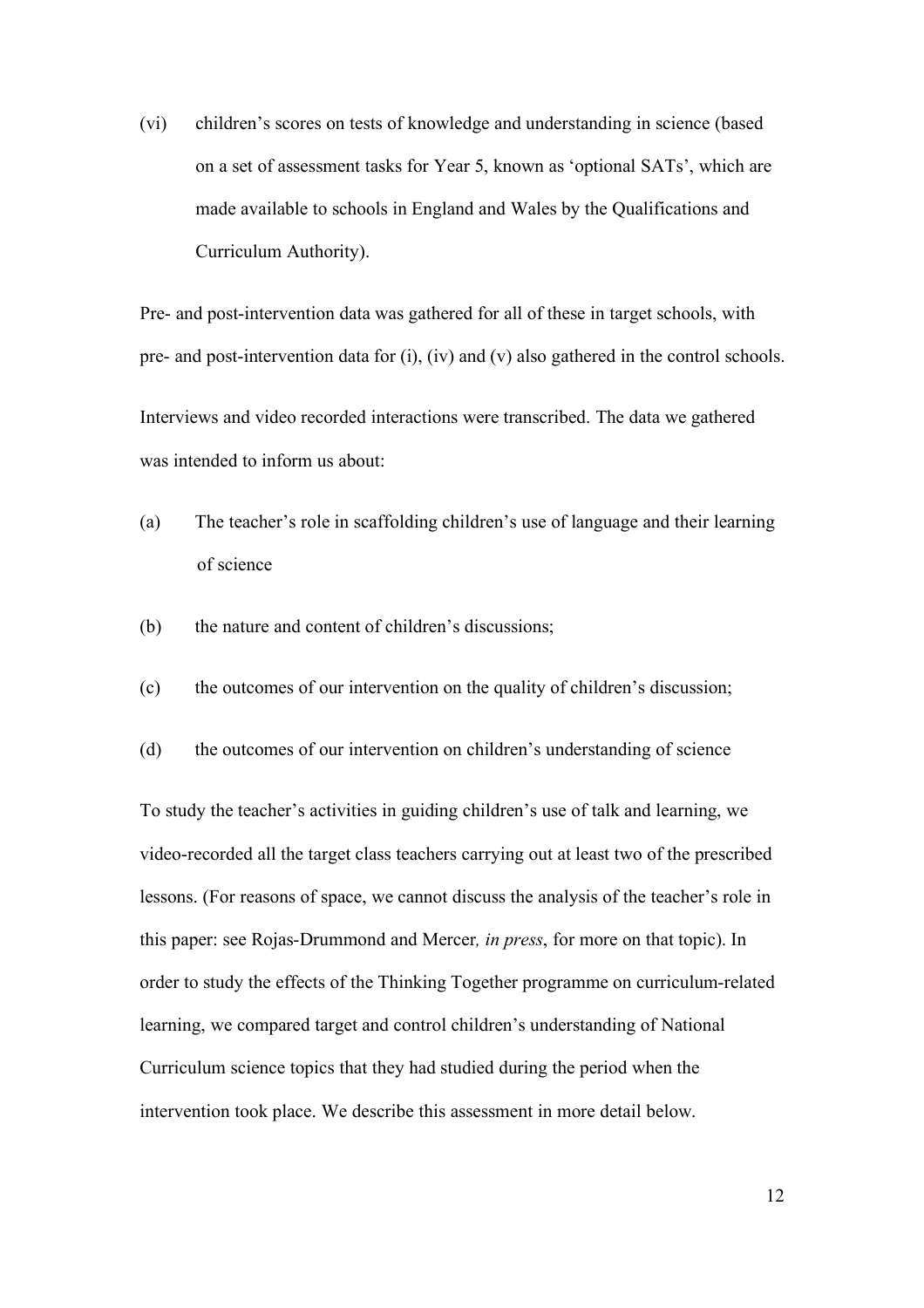(vi) children's scores on tests of knowledge and understanding in science (based on a set of assessment tasks for Year 5, known as 'optional SATs', which are made available to schools in England and Wales by the Qualifications and Curriculum Authority).

Pre- and post-intervention data was gathered for all of these in target schools, with pre- and post-intervention data for (i), (iv) and (v) also gathered in the control schools.

Interviews and video recorded interactions were transcribed. The data we gathered was intended to inform us about:

(a) The teacher's role in scaffolding children's use of language and their learning of science

(b) the nature and content of children's discussions;

(c) the outcomes of our intervention on the quality of children's discussion;

(d) the outcomes of our intervention on children's understanding of science

To study the teacher's activities in guiding children's use of talk and learning, we video-recorded all the target class teachers carrying out at least two of the prescribed lessons. (For reasons of space, we cannot discuss the analysis of the teacher's role in this paper: see Rojas-Drummond and Mercer*, in press*, for more on that topic). In order to study the effects of the Thinking Together programme on curriculum-related learning, we compared target and control children's understanding of National Curriculum science topics that they had studied during the period when the intervention took place. We describe this assessment in more detail below.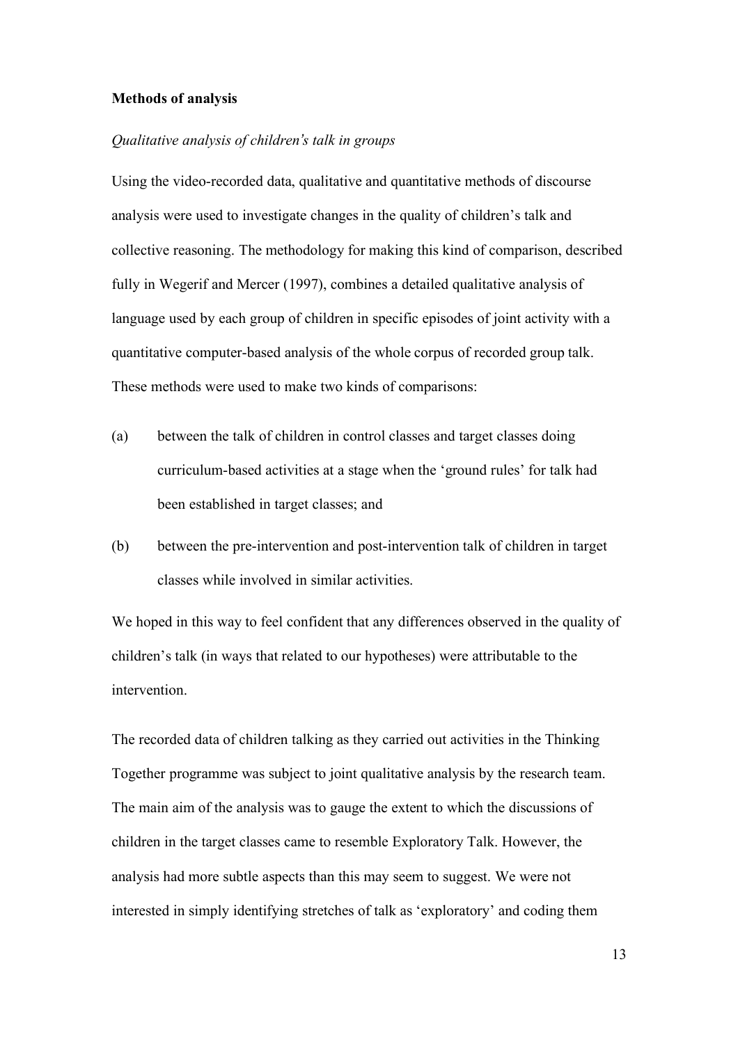**Methods of analysis**

*Qualitative analysis of children's talk in groups*

Using the video-recorded data, qualitative and quantitative methods of discourse analysis were used to investigate changes in the quality of children's talk and collective reasoning. The methodology for making this kind of comparison, described fully in Wegerif and Mercer (1997), combines a detailed qualitative analysis of language used by each group of children in specific episodes of joint activity with a quantitative computer-based analysis of the whole corpus of recorded group talk. These methods were used to make two kinds of comparisons:

(a) between the talk of children in control classes and target classes doing curriculum-based activities at a stage when the 'ground rules' for talk had been established in target classes; and

(b) between the pre-intervention and post-intervention talk of children in target classes while involved in similar activities.

We hoped in this way to feel confident that any differences observed in the quality of children's talk (in ways that related to our hypotheses) were attributable to the intervention.

The recorded data of children talking as they carried out activities in the Thinking Together programme was subject to joint qualitative analysis by the research team. The main aim of the analysis was to gauge the extent to which the discussions of children in the target classes came to resemble Exploratory Talk. However, the analysis had more subtle aspects than this may seem to suggest. We were not interested in simply identifying stretches of talk as 'exploratory' and coding them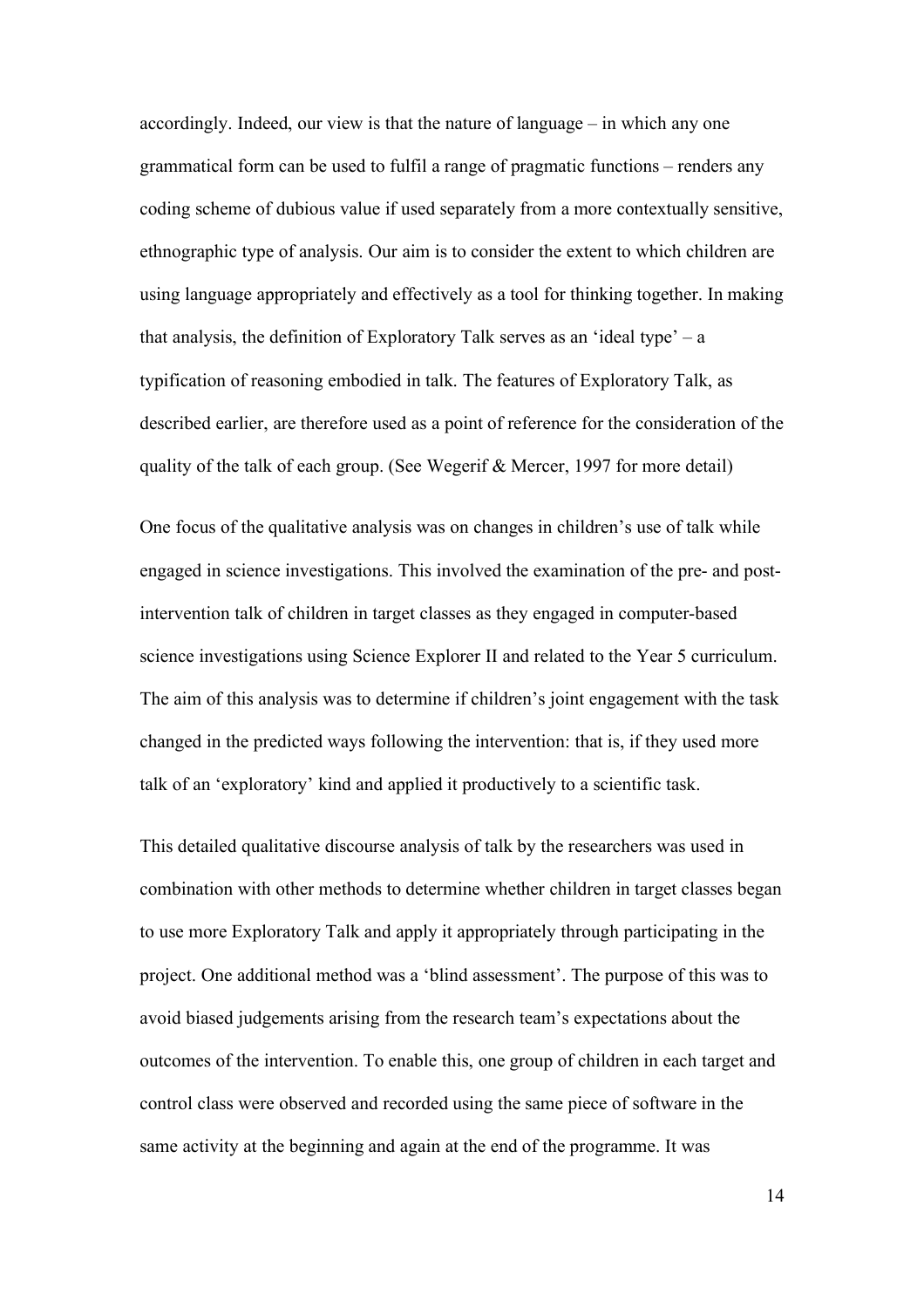accordingly. Indeed, our view is that the nature of language – in which any one grammatical form can be used to fulfil a range of pragmatic functions – renders any coding scheme of dubious value if used separately from a more contextually sensitive, ethnographic type of analysis. Our aim is to consider the extent to which children are using language appropriately and effectively as a tool for thinking together. In making that analysis, the definition of Exploratory Talk serves as an 'ideal type' – a typification of reasoning embodied in talk. The features of Exploratory Talk, as described earlier, are therefore used as a point of reference for the consideration of the quality of the talk of each group. (See Wegerif & Mercer, 1997 for more detail)

One focus of the qualitative analysis was on changes in children's use of talk while engaged in science investigations. This involved the examination of the pre- and post-intervention talk of children in target classes as they engaged in computer-based science investigations using Science Explorer II and related to the Year 5 curriculum. The aim of this analysis was to determine if children's joint engagement with the task changed in the predicted ways following the intervention: that is, if they used more talk of an 'exploratory' kind and applied it productively to a scientific task.

This detailed qualitative discourse analysis of talk by the researchers was used in combination with other methods to determine whether children in target classes began to use more Exploratory Talk and apply it appropriately through participating in the project. One additional method was a 'blind assessment'. The purpose of this was to avoid biased judgements arising from the research team's expectations about the outcomes of the intervention. To enable this, one group of children in each target and control class were observed and recorded using the same piece of software in the same activity at the beginning and again at the end of the programme. It was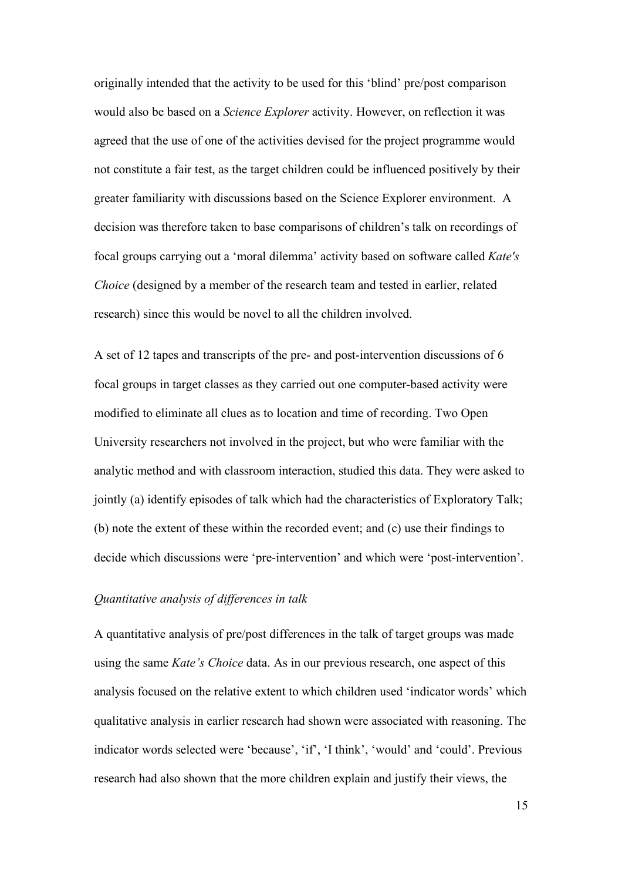originally intended that the activity to be used for this 'blind' pre/post comparison would also be based on a *Science Explorer* activity. However, on reflection it was agreed that the use of one of the activities devised for the project programme would not constitute a fair test, as the target children could be influenced positively by their greater familiarity with discussions based on the Science Explorer environment. A decision was therefore taken to base comparisons of children's talk on recordings of focal groups carrying out a 'moral dilemma' activity based on software called *Kate's Choice* (designed by a member of the research team and tested in earlier, related research) since this would be novel to all the children involved.

A set of 12 tapes and transcripts of the pre- and post-intervention discussions of 6 focal groups in target classes as they carried out one computer-based activity were modified to eliminate all clues as to location and time of recording. Two Open University researchers not involved in the project, but who were familiar with the analytic method and with classroom interaction, studied this data. They were asked to jointly (a) identify episodes of talk which had the characteristics of Exploratory Talk; (b) note the extent of these within the recorded event; and (c) use their findings to decide which discussions were 'pre-intervention' and which were 'post-intervention'.

*Quantitative analysis of differences in talk*

A quantitative analysis of pre/post differences in the talk of target groups was made using the same *Kate's Choice* data. As in our previous research, one aspect of this analysis focused on the relative extent to which children used 'indicator words' which qualitative analysis in earlier research had shown were associated with reasoning. The indicator words selected were 'because', 'if', 'I think', 'would' and 'could'. Previous research had also shown that the more children explain and justify their views, the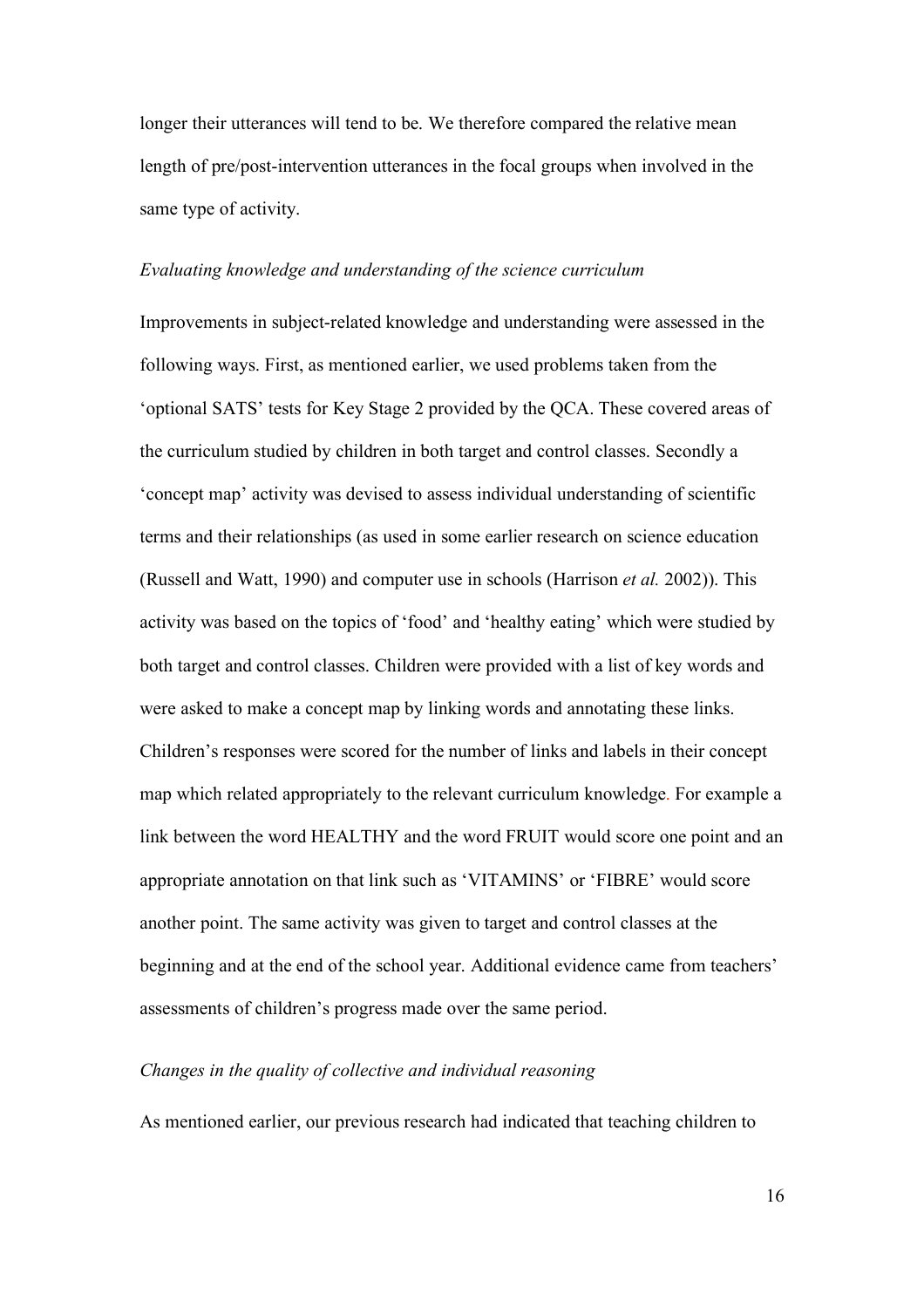longer their utterances will tend to be. We therefore compared the relative mean length of pre/post-intervention utterances in the focal groups when involved in the same type of activity.

*Evaluating knowledge and understanding of the science curriculum*

Improvements in subject-related knowledge and understanding were assessed in the following ways. First, as mentioned earlier, we used problems taken from the 'optional SATS' tests for Key Stage 2 provided by the QCA. These covered areas of the curriculum studied by children in both target and control classes. Secondly a 'concept map' activity was devised to assess individual understanding of scientific terms and their relationships (as used in some earlier research on science education (Russell and Watt, 1990) and computer use in schools (Harrison *et al.* 2002)). This activity was based on the topics of 'food' and 'healthy eating' which were studied by both target and control classes. Children were provided with a list of key words and were asked to make a concept map by linking words and annotating these links. Children's responses were scored for the number of links and labels in their concept map which related appropriately to the relevant curriculum knowledge. For example a link between the word HEALTHY and the word FRUIT would score one point and an appropriate annotation on that link such as 'VITAMINS' or 'FIBRE' would score another point. The same activity was given to target and control classes at the beginning and at the end of the school year. Additional evidence came from teachers' assessments of children's progress made over the same period.

*Changes in the quality of collective and individual reasoning*

As mentioned earlier, our previous research had indicated that teaching children to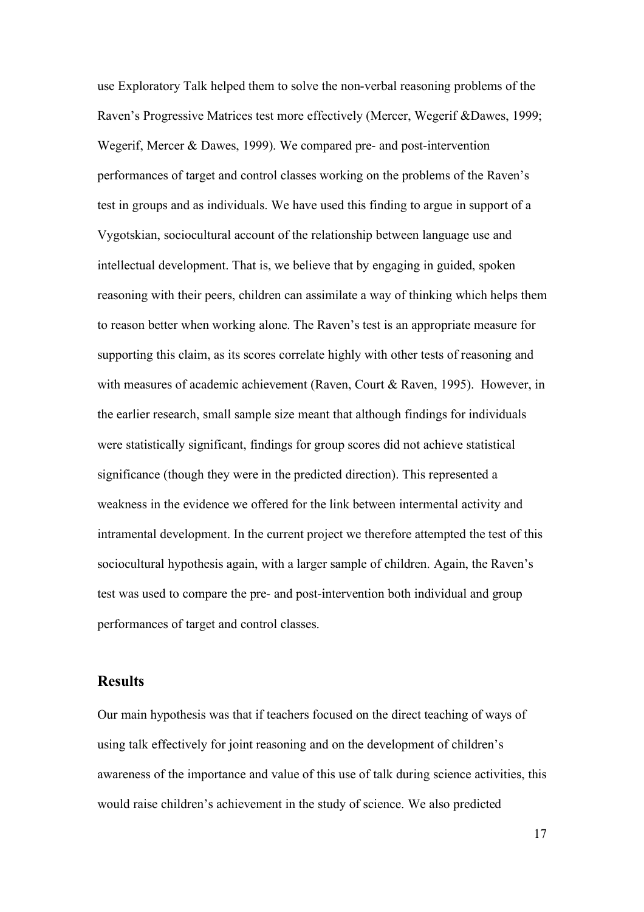use Exploratory Talk helped them to solve the non-verbal reasoning problems of the Raven's Progressive Matrices test more effectively (Mercer, Wegerif &Dawes, 1999; Wegerif, Mercer & Dawes, 1999). We compared pre- and post-intervention performances of target and control classes working on the problems of the Raven's test in groups and as individuals. We have used this finding to argue in support of a Vygotskian, sociocultural account of the relationship between language use and intellectual development. That is, we believe that by engaging in guided, spoken reasoning with their peers, children can assimilate a way of thinking which helps them to reason better when working alone. The Raven's test is an appropriate measure for supporting this claim, as its scores correlate highly with other tests of reasoning and with measures of academic achievement (Raven, Court & Raven, 1995). However, in the earlier research, small sample size meant that although findings for individuals were statistically significant, findings for group scores did not achieve statistical significance (though they were in the predicted direction). This represented a weakness in the evidence we offered for the link between intermental activity and intramental development. In the current project we therefore attempted the test of this sociocultural hypothesis again, with a larger sample of children. Again, the Raven's test was used to compare the pre- and post-intervention both individual and group performances of target and control classes.

## Results

Our main hypothesis was that if teachers focused on the direct teaching of ways of using talk effectively for joint reasoning and on the development of children's awareness of the importance and value of this use of talk during science activities, this would raise children's achievement in the study of science. We also predicted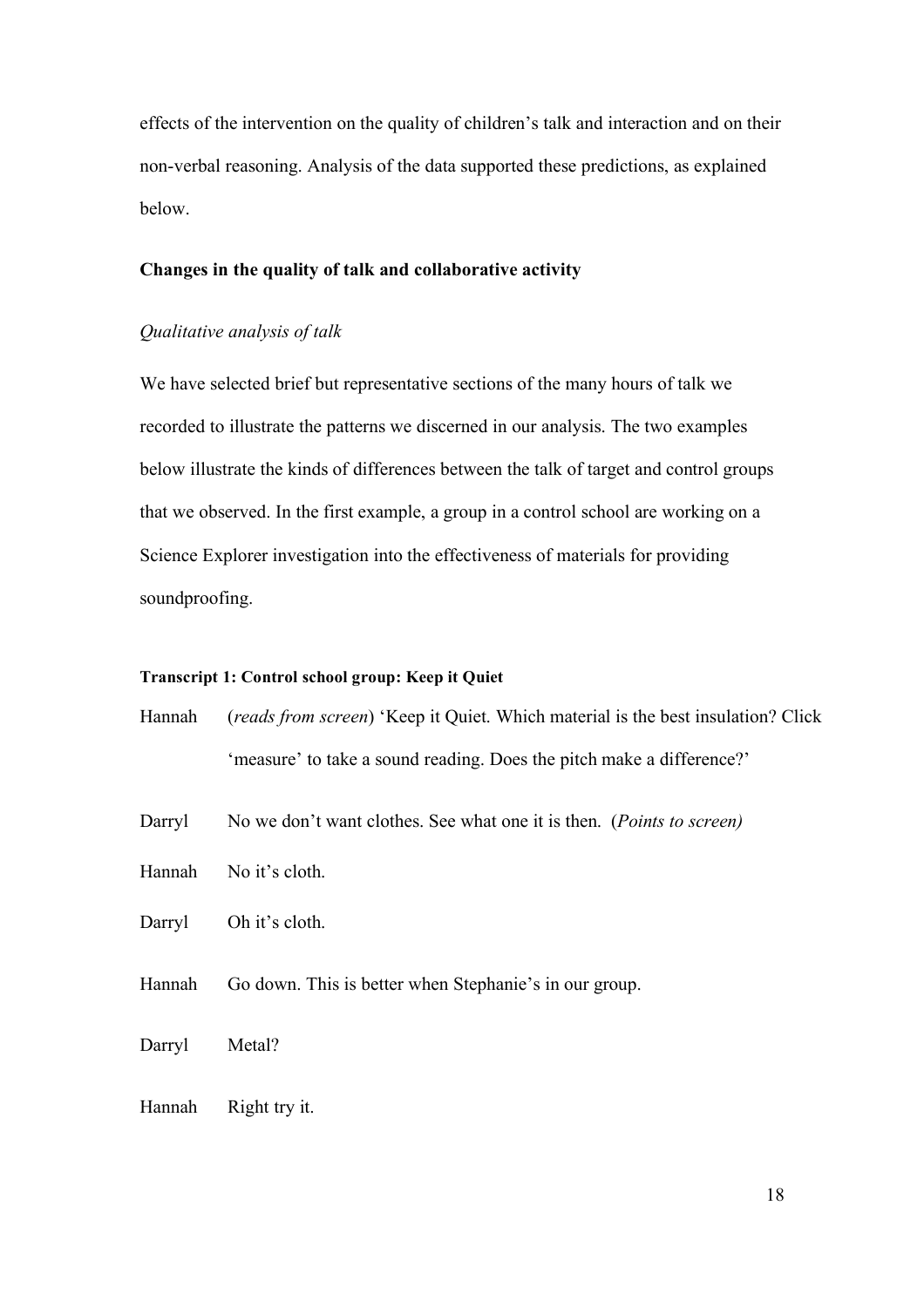effects of the intervention on the quality of children's talk and interaction and on their non-verbal reasoning. Analysis of the data supported these predictions, as explained below.

## Changes in the quality of talk and collaborative activity

### *Qualitative analysis of talk*

We have selected brief but representative sections of the many hours of talk we recorded to illustrate the patterns we discerned in our analysis. The two examples below illustrate the kinds of differences between the talk of target and control groups that we observed. In the first example, a group in a control school are working on a Science Explorer investigation into the effectiveness of materials for providing soundproofing.

**Transcript 1: Control school group: Keep it Quiet**

Hannah (*reads from screen*) 'Keep it Quiet. Which material is the best insulation? Click 'measure' to take a sound reading. Does the pitch make a difference?'

Darryl No we don't want clothes. See what one it is then. (*Points to screen)*

Hannah No it's cloth.

Darryl Oh it's cloth.

Hannah Go down. This is better when Stephanie's in our group.

Darryl Metal?

Hannah Right try it.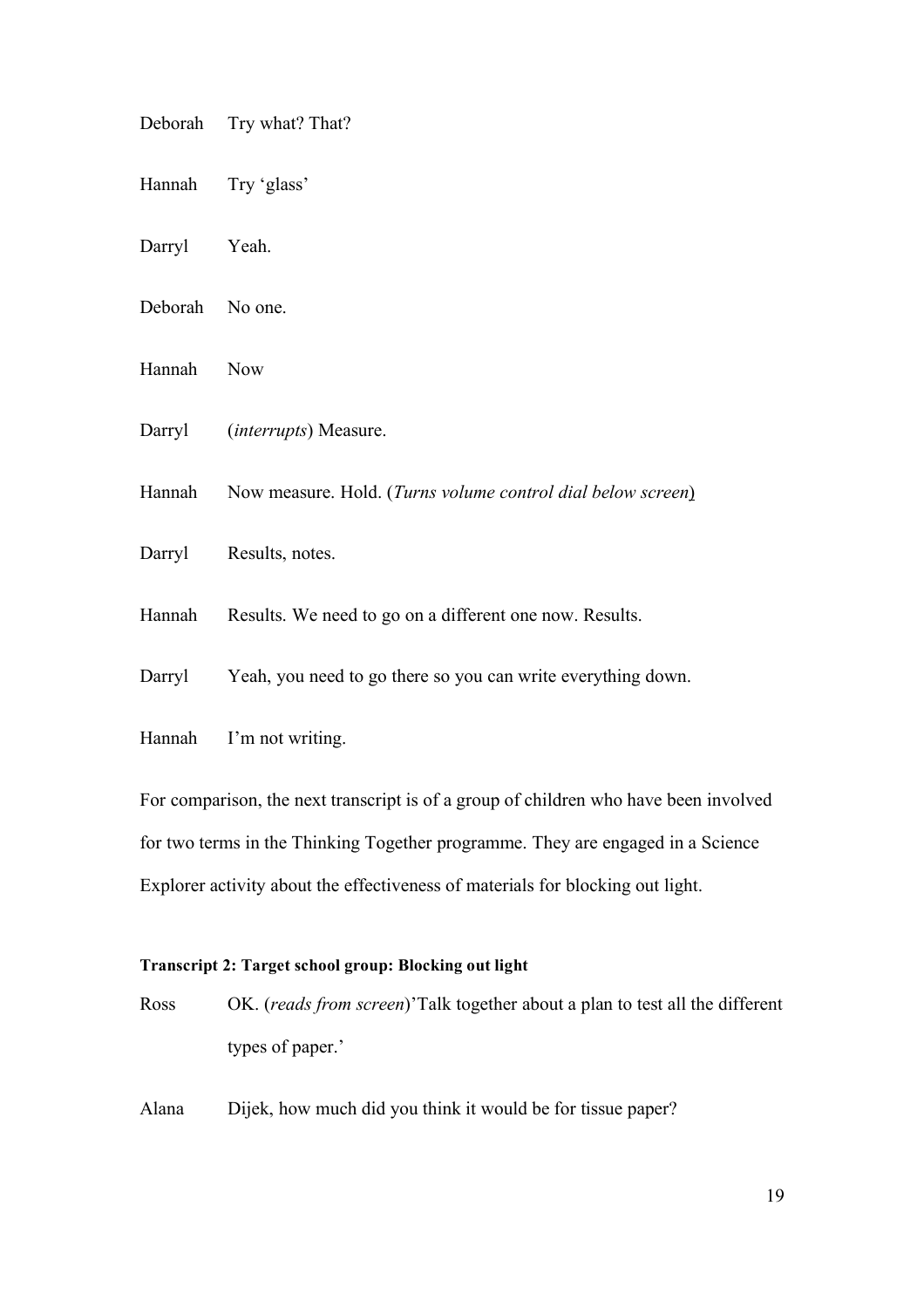Deborah Try what? That?

Hannah Try 'glass'

Darryl Yeah.

Deborah No one.

Hannah Now

Darryl (*interrupts*) Measure.

Hannah Now measure. Hold. (*Turns volume control dial below screen*)

Darryl Results, notes.

Hannah Results. We need to go on a different one now. Results.

Darryl Yeah, you need to go there so you can write everything down.

Hannah I'm not writing.

For comparison, the next transcript is of a group of children who have been involved for two terms in the Thinking Together programme. They are engaged in a Science Explorer activity about the effectiveness of materials for blocking out light.

**Transcript 2: Target school group: Blocking out light**

Ross OK. (*reads from screen*)'Talk together about a plan to test all the different types of paper.'

Alana Dijek, how much did you think it would be for tissue paper?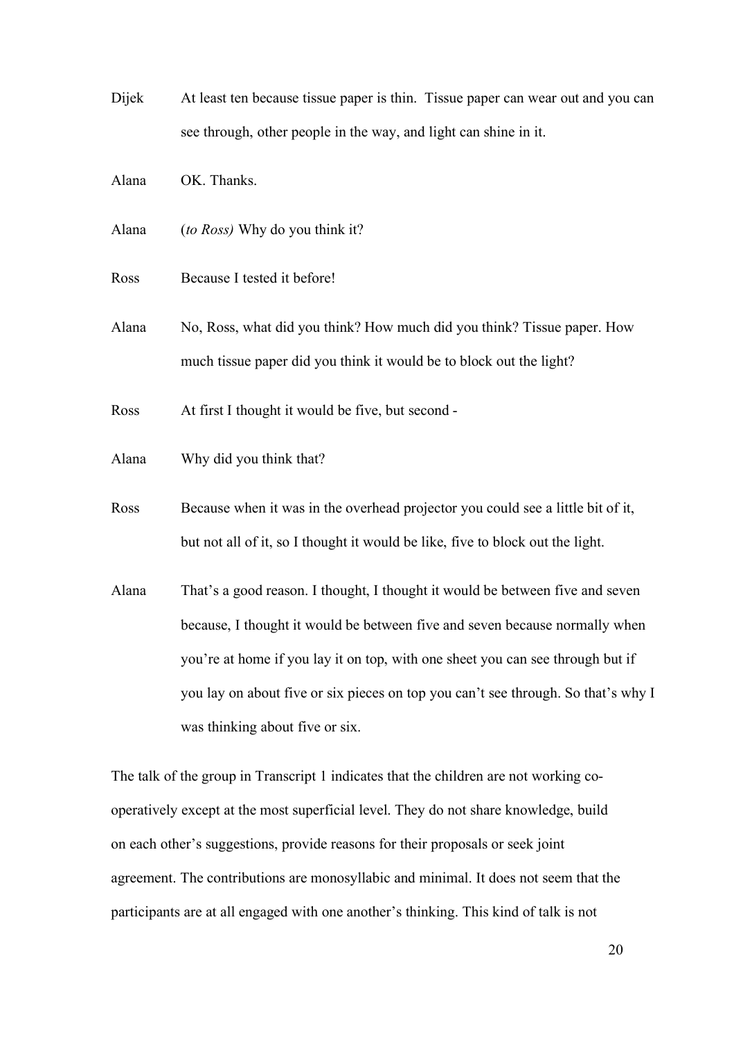Dijek At least ten because tissue paper is thin. Tissue paper can wear out and you can see through, other people in the way, and light can shine in it.

Alana OK. Thanks.

Alana (*to Ross)* Why do you think it?

Ross Because I tested it before!

Alana No, Ross, what did you think? How much did you think? Tissue paper. How much tissue paper did you think it would be to block out the light?

Ross At first I thought it would be five, but second -

Alana Why did you think that?

Ross Because when it was in the overhead projector you could see a little bit of it, but not all of it, so I thought it would be like, five to block out the light.

Alana That's a good reason. I thought, I thought it would be between five and seven because, I thought it would be between five and seven because normally when you're at home if you lay it on top, with one sheet you can see through but if you lay on about five or six pieces on top you can't see through. So that's why I was thinking about five or six.

The talk of the group in Transcript 1 indicates that the children are not working co-operatively except at the most superficial level. They do not share knowledge, build on each other's suggestions, provide reasons for their proposals or seek joint agreement. The contributions are monosyllabic and minimal. It does not seem that the participants are at all engaged with one another's thinking. This kind of talk is not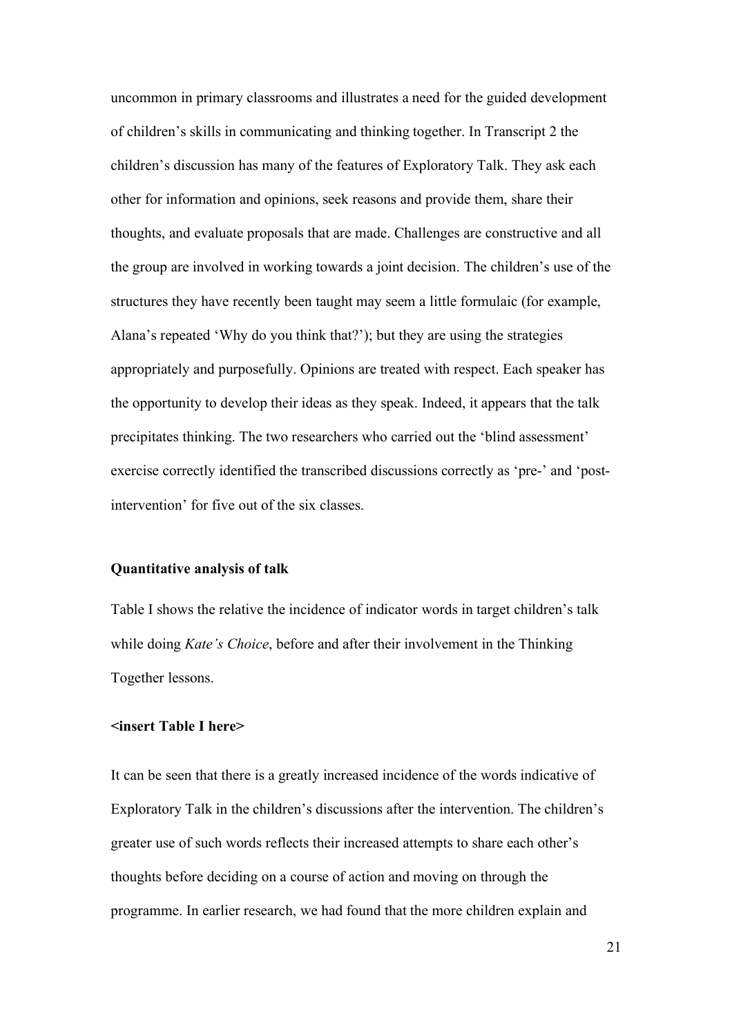uncommon in primary classrooms and illustrates a need for the guided development of children's skills in communicating and thinking together. In Transcript 2 the children's discussion has many of the features of Exploratory Talk. They ask each other for information and opinions, seek reasons and provide them, share their thoughts, and evaluate proposals that are made. Challenges are constructive and all the group are involved in working towards a joint decision. The children's use of the structures they have recently been taught may seem a little formulaic (for example, Alana's repeated 'Why do you think that?'); but they are using the strategies appropriately and purposefully. Opinions are treated with respect. Each speaker has the opportunity to develop their ideas as they speak. Indeed, it appears that the talk precipitates thinking. The two researchers who carried out the 'blind assessment' exercise correctly identified the transcribed discussions correctly as 'pre-' and 'post-intervention' for five out of the six classes.

### Quantitative analysis of talk

Table I shows the relative the incidence of indicator words in target children's talk while doing *Kate's Choice*, before and after their involvement in the Thinking Together lessons.

**<insert Table I here>**

It can be seen that there is a greatly increased incidence of the words indicative of Exploratory Talk in the children's discussions after the intervention. The children's greater use of such words reflects their increased attempts to share each other's thoughts before deciding on a course of action and moving on through the programme. In earlier research, we had found that the more children explain and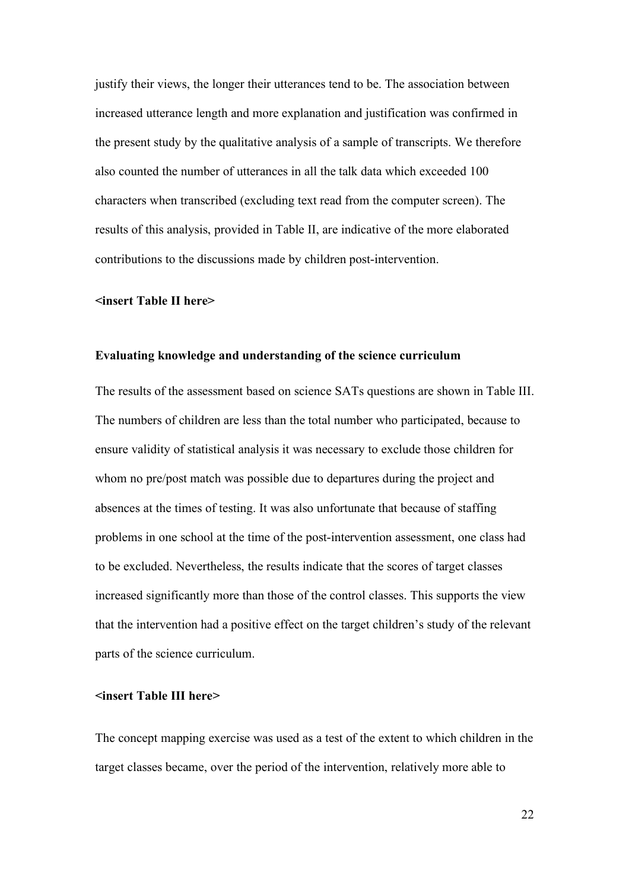justify their views, the longer their utterances tend to be. The association between increased utterance length and more explanation and justification was confirmed in the present study by the qualitative analysis of a sample of transcripts. We therefore also counted the number of utterances in all the talk data which exceeded 100 characters when transcribed (excluding text read from the computer screen). The results of this analysis, provided in Table II, are indicative of the more elaborated contributions to the discussions made by children post-intervention.

**<insert Table II here>**

### Evaluating knowledge and understanding of the science curriculum

The results of the assessment based on science SATs questions are shown in Table III. The numbers of children are less than the total number who participated, because to ensure validity of statistical analysis it was necessary to exclude those children for whom no pre/post match was possible due to departures during the project and absences at the times of testing. It was also unfortunate that because of staffing problems in one school at the time of the post-intervention assessment, one class had to be excluded. Nevertheless, the results indicate that the scores of target classes increased significantly more than those of the control classes. This supports the view that the intervention had a positive effect on the target children's study of the relevant parts of the science curriculum.

**<insert Table III here>**

The concept mapping exercise was used as a test of the extent to which children in the target classes became, over the period of the intervention, relatively more able to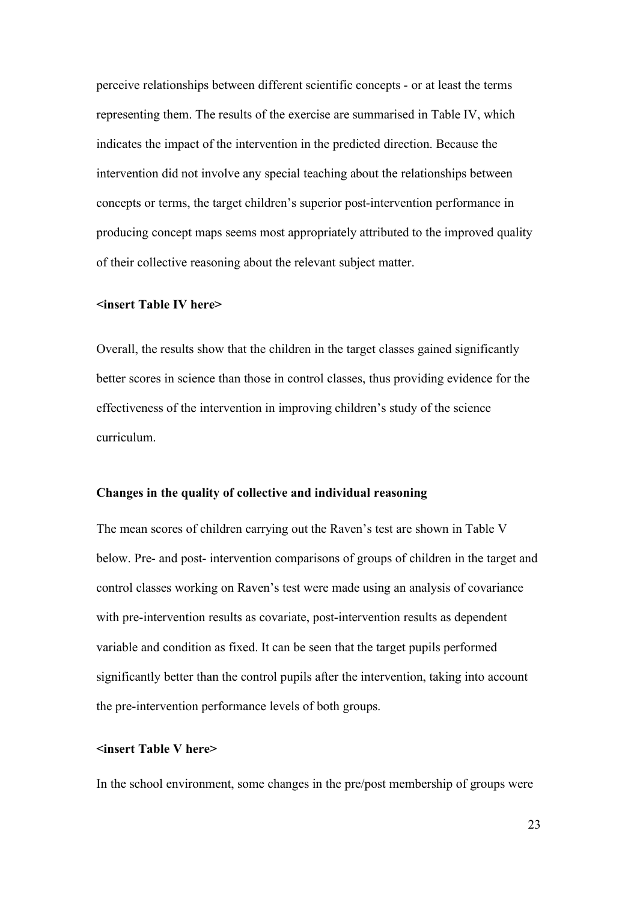perceive relationships between different scientific concepts - or at least the terms representing them. The results of the exercise are summarised in Table IV, which indicates the impact of the intervention in the predicted direction. Because the intervention did not involve any special teaching about the relationships between concepts or terms, the target children's superior post-intervention performance in producing concept maps seems most appropriately attributed to the improved quality of their collective reasoning about the relevant subject matter.

**<insert Table IV here>**

Overall, the results show that the children in the target classes gained significantly better scores in science than those in control classes, thus providing evidence for the effectiveness of the intervention in improving children's study of the science curriculum.

### Changes in the quality of collective and individual reasoning

The mean scores of children carrying out the Raven's test are shown in Table V below. Pre- and post- intervention comparisons of groups of children in the target and control classes working on Raven's test were made using an analysis of covariance with pre-intervention results as covariate, post-intervention results as dependent variable and condition as fixed. It can be seen that the target pupils performed significantly better than the control pupils after the intervention, taking into account the pre-intervention performance levels of both groups.

**<insert Table V here>**

In the school environment, some changes in the pre/post membership of groups were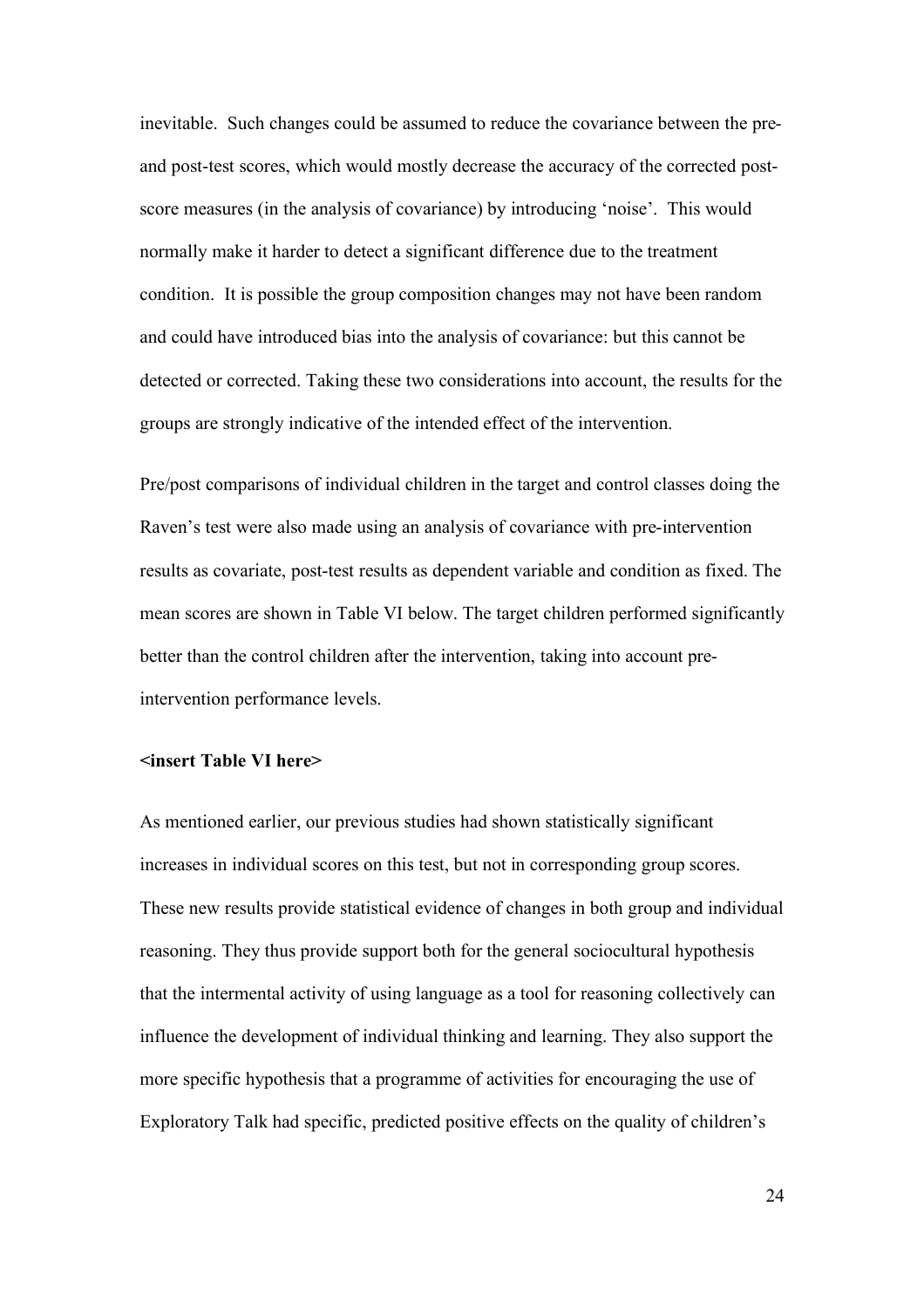inevitable. Such changes could be assumed to reduce the covariance between the pre- and post-test scores, which would mostly decrease the accuracy of the corrected post-score measures (in the analysis of covariance) by introducing 'noise'. This would normally make it harder to detect a significant difference due to the treatment condition. It is possible the group composition changes may not have been random and could have introduced bias into the analysis of covariance: but this cannot be detected or corrected. Taking these two considerations into account, the results for the groups are strongly indicative of the intended effect of the intervention.

Pre/post comparisons of individual children in the target and control classes doing the Raven's test were also made using an analysis of covariance with pre-intervention results as covariate, post-test results as dependent variable and condition as fixed. The mean scores are shown in Table VI below. The target children performed significantly better than the control children after the intervention, taking into account pre-intervention performance levels.

**<insert Table VI here>**

As mentioned earlier, our previous studies had shown statistically significant increases in individual scores on this test, but not in corresponding group scores. These new results provide statistical evidence of changes in both group and individual reasoning. They thus provide support both for the general sociocultural hypothesis that the intermental activity of using language as a tool for reasoning collectively can influence the development of individual thinking and learning. They also support the more specific hypothesis that a programme of activities for encouraging the use of Exploratory Talk had specific, predicted positive effects on the quality of children's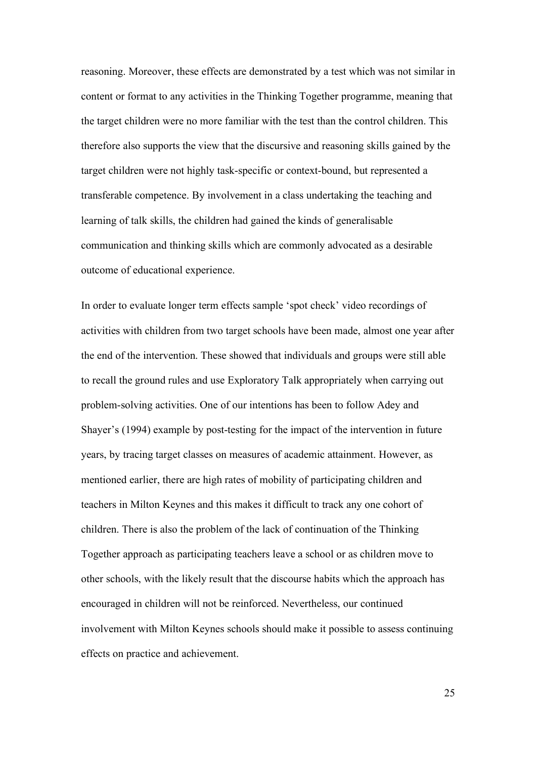reasoning. Moreover, these effects are demonstrated by a test which was not similar in content or format to any activities in the Thinking Together programme, meaning that the target children were no more familiar with the test than the control children. This therefore also supports the view that the discursive and reasoning skills gained by the target children were not highly task-specific or context-bound, but represented a transferable competence. By involvement in a class undertaking the teaching and learning of talk skills, the children had gained the kinds of generalisable communication and thinking skills which are commonly advocated as a desirable outcome of educational experience.

In order to evaluate longer term effects sample 'spot check' video recordings of activities with children from two target schools have been made, almost one year after the end of the intervention. These showed that individuals and groups were still able to recall the ground rules and use Exploratory Talk appropriately when carrying out problem-solving activities. One of our intentions has been to follow Adey and Shayer's (1994) example by post-testing for the impact of the intervention in future years, by tracing target classes on measures of academic attainment. However, as mentioned earlier, there are high rates of mobility of participating children and teachers in Milton Keynes and this makes it difficult to track any one cohort of children. There is also the problem of the lack of continuation of the Thinking Together approach as participating teachers leave a school or as children move to other schools, with the likely result that the discourse habits which the approach has encouraged in children will not be reinforced. Nevertheless, our continued involvement with Milton Keynes schools should make it possible to assess continuing effects on practice and achievement.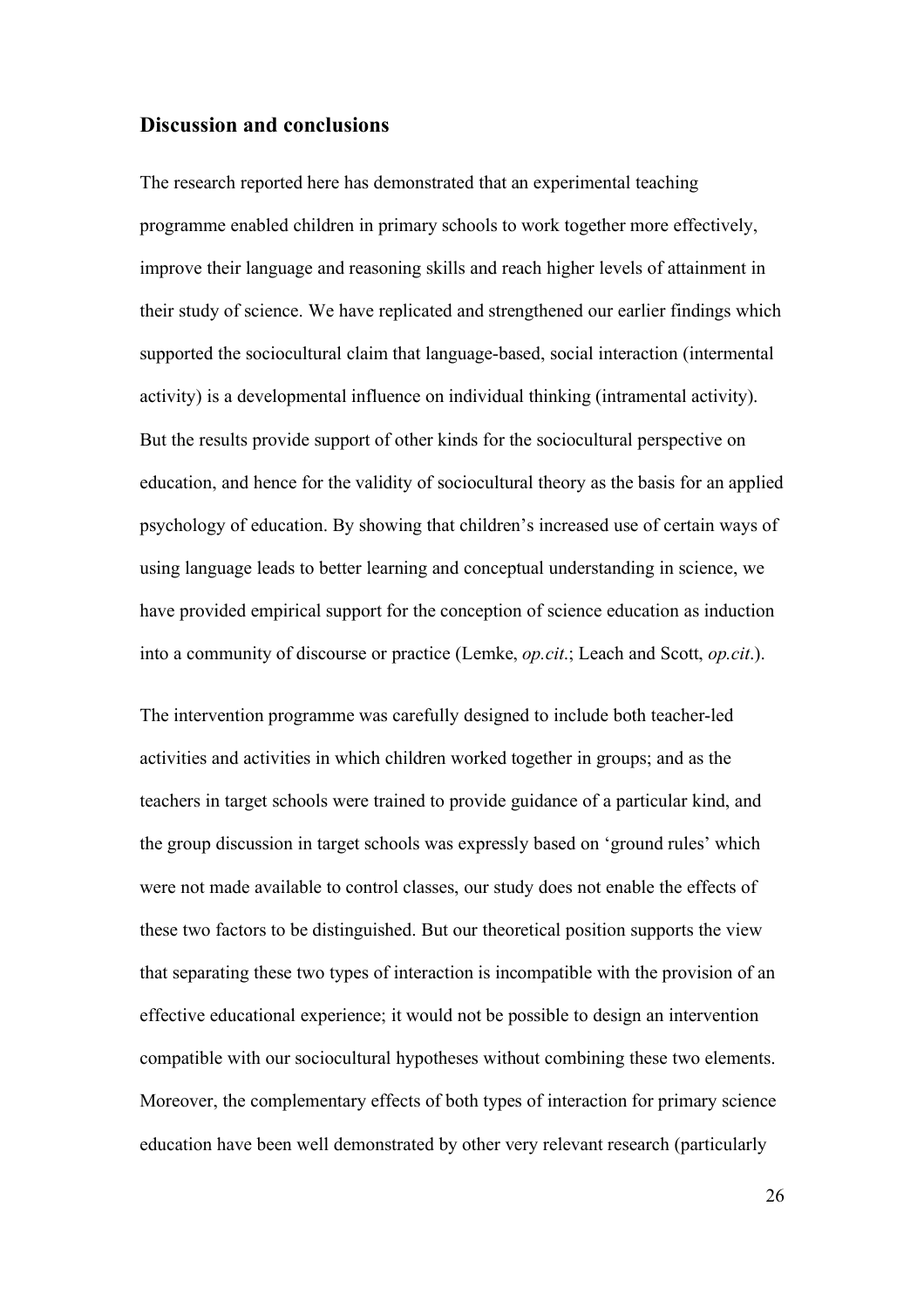## Discussion and conclusions

The research reported here has demonstrated that an experimental teaching programme enabled children in primary schools to work together more effectively, improve their language and reasoning skills and reach higher levels of attainment in their study of science. We have replicated and strengthened our earlier findings which supported the sociocultural claim that language-based, social interaction (intermental activity) is a developmental influence on individual thinking (intramental activity). But the results provide support of other kinds for the sociocultural perspective on education, and hence for the validity of sociocultural theory as the basis for an applied psychology of education. By showing that children's increased use of certain ways of using language leads to better learning and conceptual understanding in science, we have provided empirical support for the conception of science education as induction into a community of discourse or practice (Lemke, *op.cit*.; Leach and Scott, *op.cit*.).

The intervention programme was carefully designed to include both teacher-led activities and activities in which children worked together in groups; and as the teachers in target schools were trained to provide guidance of a particular kind, and the group discussion in target schools was expressly based on 'ground rules' which were not made available to control classes, our study does not enable the effects of these two factors to be distinguished. But our theoretical position supports the view that separating these two types of interaction is incompatible with the provision of an effective educational experience; it would not be possible to design an intervention compatible with our sociocultural hypotheses without combining these two elements. Moreover, the complementary effects of both types of interaction for primary science education have been well demonstrated by other very relevant research (particularly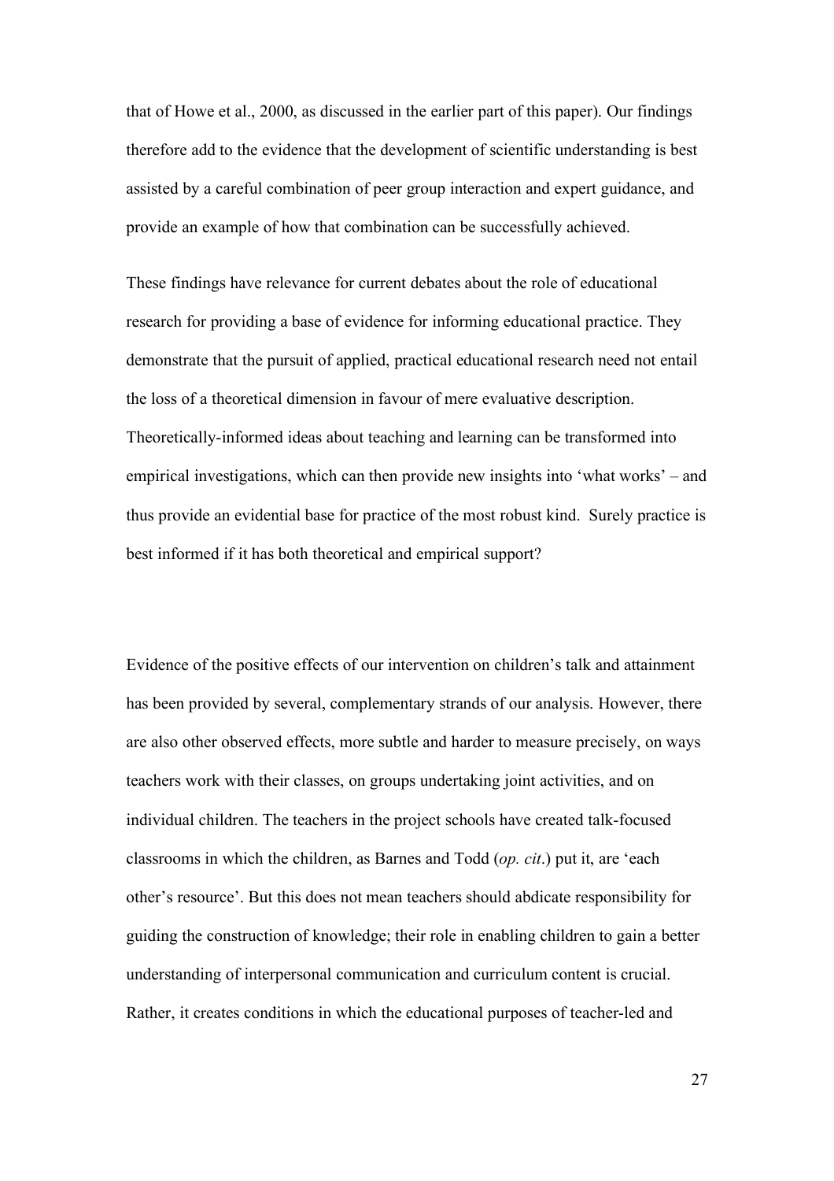that of Howe et al., 2000, as discussed in the earlier part of this paper). Our findings therefore add to the evidence that the development of scientific understanding is best assisted by a careful combination of peer group interaction and expert guidance, and provide an example of how that combination can be successfully achieved.

These findings have relevance for current debates about the role of educational research for providing a base of evidence for informing educational practice. They demonstrate that the pursuit of applied, practical educational research need not entail the loss of a theoretical dimension in favour of mere evaluative description. Theoretically-informed ideas about teaching and learning can be transformed into empirical investigations, which can then provide new insights into 'what works' – and thus provide an evidential base for practice of the most robust kind. Surely practice is best informed if it has both theoretical and empirical support?

Evidence of the positive effects of our intervention on children's talk and attainment has been provided by several, complementary strands of our analysis. However, there are also other observed effects, more subtle and harder to measure precisely, on ways teachers work with their classes, on groups undertaking joint activities, and on individual children. The teachers in the project schools have created talk-focused classrooms in which the children, as Barnes and Todd (*op. cit*.) put it, are 'each other's resource'. But this does not mean teachers should abdicate responsibility for guiding the construction of knowledge; their role in enabling children to gain a better understanding of interpersonal communication and curriculum content is crucial. Rather, it creates conditions in which the educational purposes of teacher-led and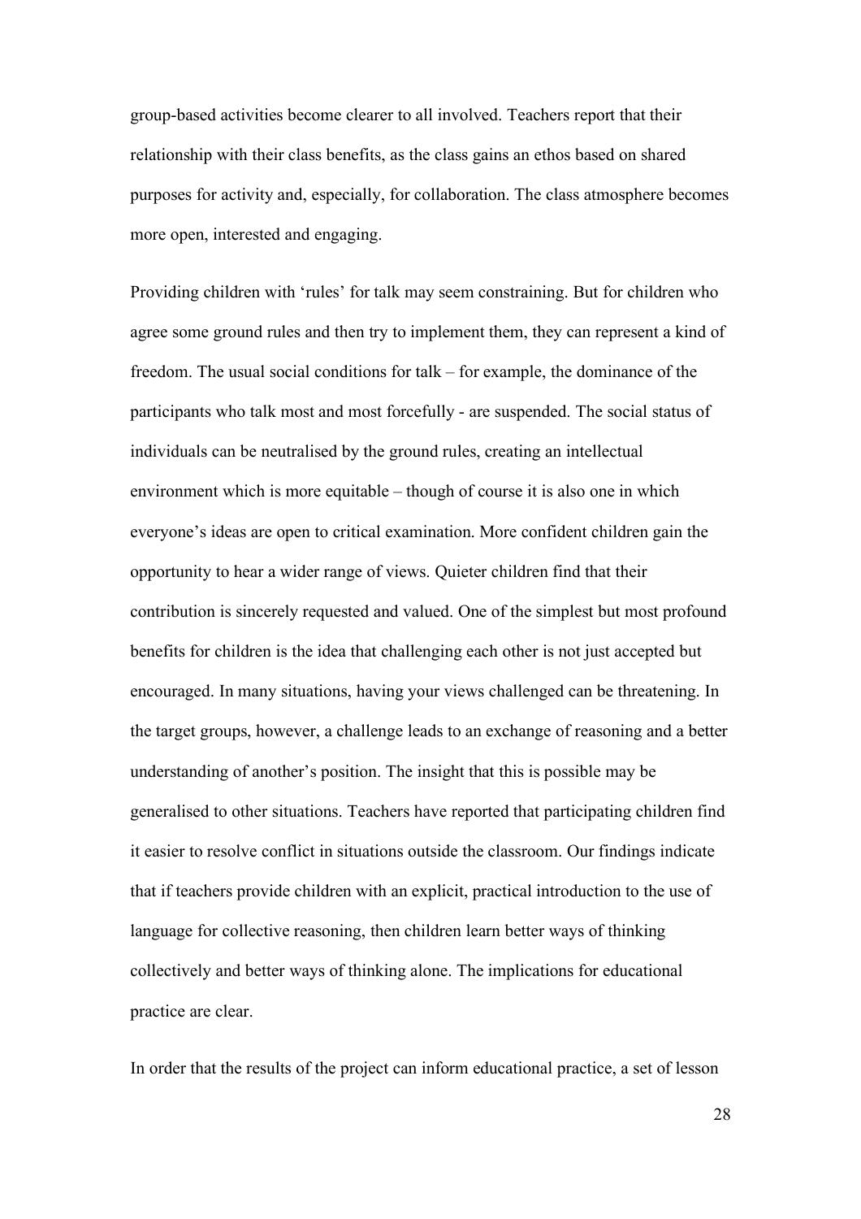group-based activities become clearer to all involved. Teachers report that their relationship with their class benefits, as the class gains an ethos based on shared purposes for activity and, especially, for collaboration. The class atmosphere becomes more open, interested and engaging.

Providing children with 'rules' for talk may seem constraining. But for children who agree some ground rules and then try to implement them, they can represent a kind of freedom. The usual social conditions for talk – for example, the dominance of the participants who talk most and most forcefully - are suspended. The social status of individuals can be neutralised by the ground rules, creating an intellectual environment which is more equitable – though of course it is also one in which everyone's ideas are open to critical examination. More confident children gain the opportunity to hear a wider range of views. Quieter children find that their contribution is sincerely requested and valued. One of the simplest but most profound benefits for children is the idea that challenging each other is not just accepted but encouraged. In many situations, having your views challenged can be threatening. In the target groups, however, a challenge leads to an exchange of reasoning and a better understanding of another's position. The insight that this is possible may be generalised to other situations. Teachers have reported that participating children find it easier to resolve conflict in situations outside the classroom. Our findings indicate that if teachers provide children with an explicit, practical introduction to the use of language for collective reasoning, then children learn better ways of thinking collectively and better ways of thinking alone. The implications for educational practice are clear.

In order that the results of the project can inform educational practice, a set of lesson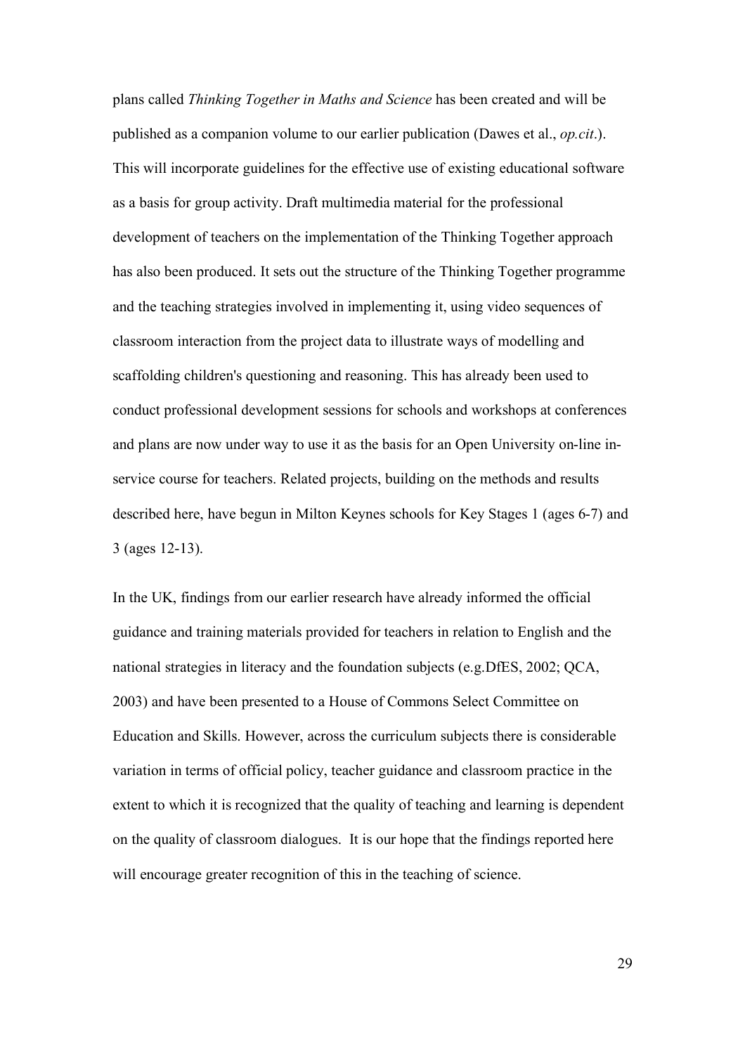plans called *Thinking Together in Maths and Science* has been created and will be published as a companion volume to our earlier publication (Dawes et al., *op.cit*.). This will incorporate guidelines for the effective use of existing educational software as a basis for group activity. Draft multimedia material for the professional development of teachers on the implementation of the Thinking Together approach has also been produced. It sets out the structure of the Thinking Together programme and the teaching strategies involved in implementing it, using video sequences of classroom interaction from the project data to illustrate ways of modelling and scaffolding children's questioning and reasoning. This has already been used to conduct professional development sessions for schools and workshops at conferences and plans are now under way to use it as the basis for an Open University on-line in-service course for teachers. Related projects, building on the methods and results described here, have begun in Milton Keynes schools for Key Stages 1 (ages 6-7) and 3 (ages 12-13).

In the UK, findings from our earlier research have already informed the official guidance and training materials provided for teachers in relation to English and the national strategies in literacy and the foundation subjects (e.g.DfES, 2002; QCA, 2003) and have been presented to a House of Commons Select Committee on Education and Skills. However, across the curriculum subjects there is considerable variation in terms of official policy, teacher guidance and classroom practice in the extent to which it is recognized that the quality of teaching and learning is dependent on the quality of classroom dialogues. It is our hope that the findings reported here will encourage greater recognition of this in the teaching of science.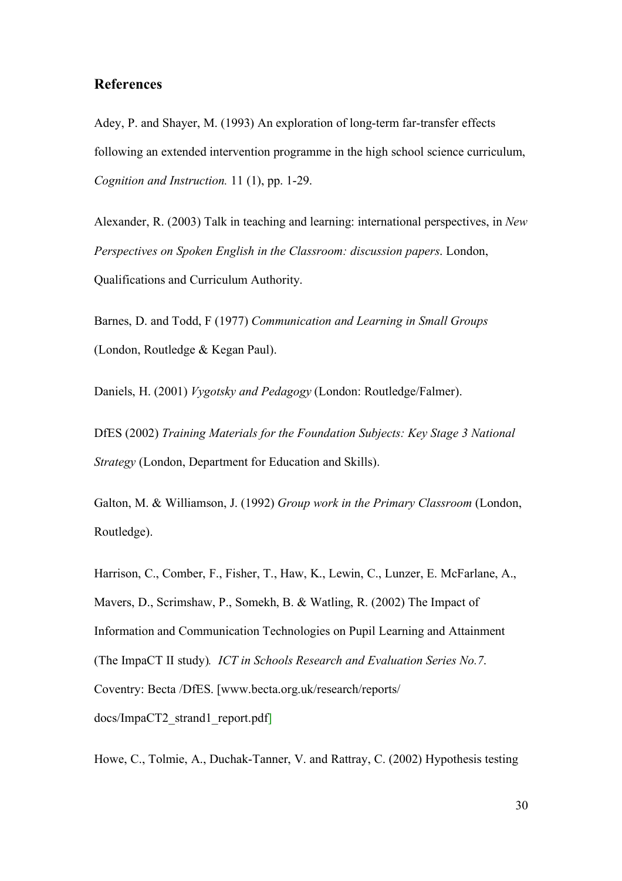## References

Adey, P. and Shayer, M. (1993) An exploration of long-term far-transfer effects following an extended intervention programme in the high school science curriculum, *Cognition and Instruction.* 11 (1), pp. 1-29.

Alexander, R. (2003) Talk in teaching and learning: international perspectives, in *New Perspectives on Spoken English in the Classroom: discussion papers*. London, Qualifications and Curriculum Authority.

Barnes, D. and Todd, F (1977) *Communication and Learning in Small Groups* (London, Routledge & Kegan Paul).

Daniels, H. (2001) *Vygotsky and Pedagogy* (London: Routledge/Falmer).

DfES (2002) *Training Materials for the Foundation Subjects: Key Stage 3 National Strategy* (London, Department for Education and Skills).

Galton, M. & Williamson, J. (1992) *Group work in the Primary Classroom* (London, Routledge).

Harrison, C., Comber, F., Fisher, T., Haw, K., Lewin, C., Lunzer, E. McFarlane, A., Mavers, D., Scrimshaw, P., Somekh, B. & Watling, R. (2002) The Impact of Information and Communication Technologies on Pupil Learning and Attainment (The ImpaCT II study)*. ICT in Schools Research and Evaluation Series No.7*. Coventry: Becta /DfES. [www.becta.org.uk/research/reports/ docs/ImpaCT2_strand1_report.pdf]

Howe, C., Tolmie, A., Duchak-Tanner, V. and Rattray, C. (2002) Hypothesis testing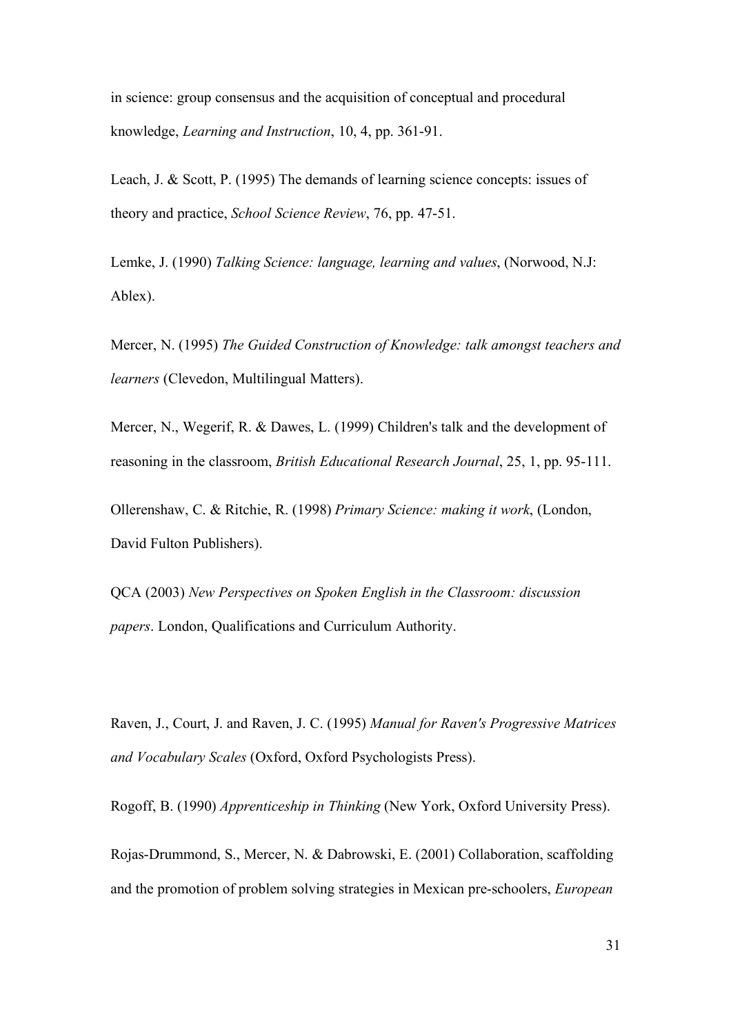in science: group consensus and the acquisition of conceptual and procedural knowledge, *Learning and Instruction*, 10, 4, pp. 361-91.

Leach, J. & Scott, P. (1995) The demands of learning science concepts: issues of theory and practice, *School Science Review*, 76, pp. 47-51.

Lemke, J. (1990) *Talking Science: language, learning and values*, (Norwood, N.J: Ablex).

Mercer, N. (1995) *The Guided Construction of Knowledge: talk amongst teachers and learners* (Clevedon, Multilingual Matters).

Mercer, N., Wegerif, R. & Dawes, L. (1999) Children's talk and the development of reasoning in the classroom, *British Educational Research Journal*, 25, 1, pp. 95-111.

Ollerenshaw, C. & Ritchie, R. (1998) *Primary Science: making it work*, (London, David Fulton Publishers).

QCA (2003) *New Perspectives on Spoken English in the Classroom: discussion papers*. London, Qualifications and Curriculum Authority.

Raven, J., Court, J. and Raven, J. C. (1995) *Manual for Raven's Progressive Matrices and Vocabulary Scales* (Oxford, Oxford Psychologists Press).

Rogoff, B. (1990) *Apprenticeship in Thinking* (New York, Oxford University Press).

Rojas-Drummond, S., Mercer, N. & Dabrowski, E. (2001) Collaboration, scaffolding and the promotion of problem solving strategies in Mexican pre-schoolers, *European*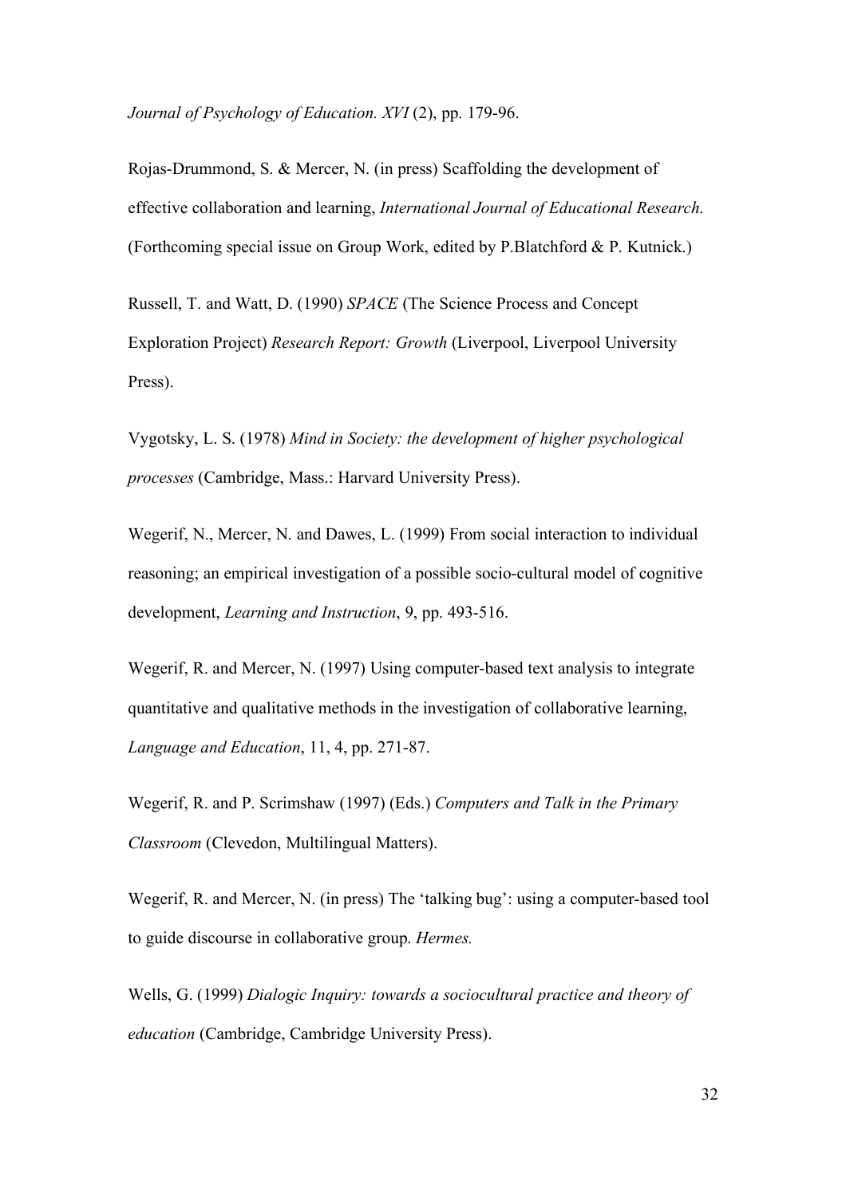*Journal of Psychology of Education. XVI* (2), pp. 179-96.

Rojas-Drummond, S. & Mercer, N. (in press) Scaffolding the development of effective collaboration and learning, *International Journal of Educational Research.* (Forthcoming special issue on Group Work, edited by P.Blatchford & P. Kutnick.)

Russell, T. and Watt, D. (1990) *SPACE* (The Science Process and Concept Exploration Project) *Research Report: Growth* (Liverpool, Liverpool University Press).

Vygotsky, L. S. (1978) *Mind in Society: the development of higher psychological processes* (Cambridge, Mass.: Harvard University Press).

Wegerif, N., Mercer, N. and Dawes, L. (1999) From social interaction to individual reasoning; an empirical investigation of a possible socio-cultural model of cognitive development, *Learning and Instruction*, 9, pp. 493-516.

Wegerif, R. and Mercer, N. (1997) Using computer-based text analysis to integrate quantitative and qualitative methods in the investigation of collaborative learning, *Language and Education*, 11, 4, pp. 271-87.

Wegerif, R. and P. Scrimshaw (1997) (Eds.) *Computers and Talk in the Primary Classroom* (Clevedon, Multilingual Matters).

Wegerif, R. and Mercer, N. (in press) The 'talking bug': using a computer-based tool to guide discourse in collaborative group. *Hermes.*

Wells, G. (1999) *Dialogic Inquiry: towards a sociocultural practice and theory of education* (Cambridge, Cambridge University Press).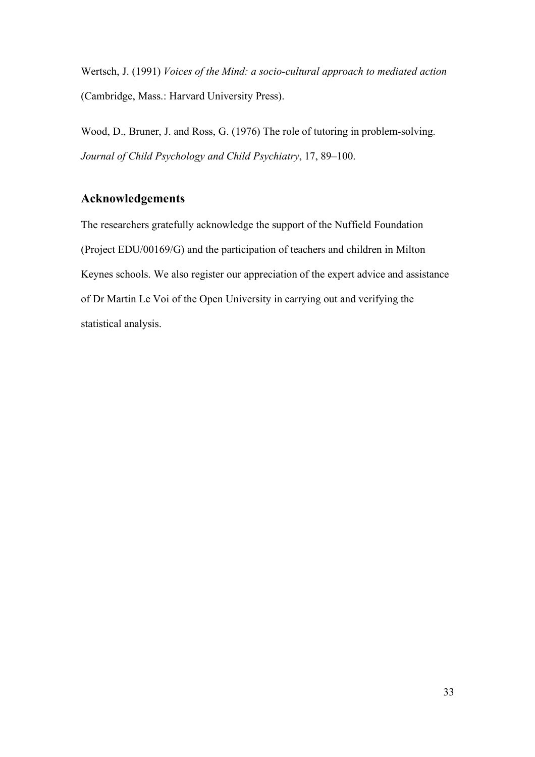Wertsch, J. (1991) *Voices of the Mind: a socio-cultural approach to mediated action* (Cambridge, Mass.: Harvard University Press).

Wood, D., Bruner, J. and Ross, G. (1976) The role of tutoring in problem-solving. *Journal of Child Psychology and Child Psychiatry*, 17, 89–100.

## Acknowledgements

The researchers gratefully acknowledge the support of the Nuffield Foundation (Project EDU/00169/G) and the participation of teachers and children in Milton Keynes schools. We also register our appreciation of the expert advice and assistance of Dr Martin Le Voi of the Open University in carrying out and verifying the statistical analysis.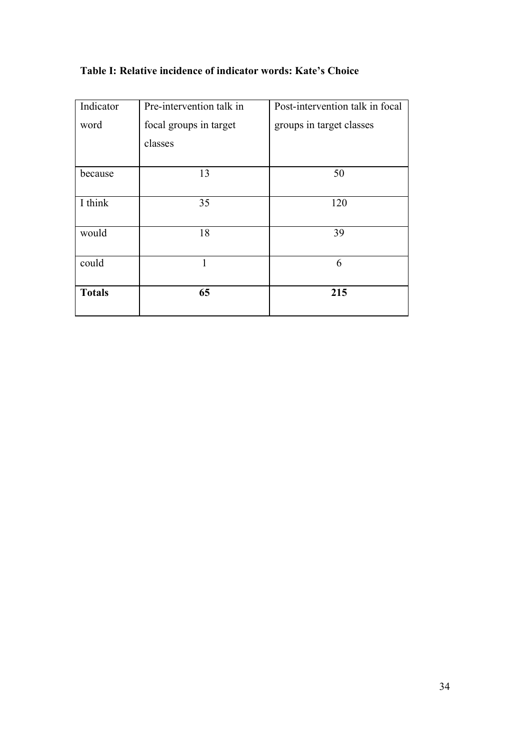**Table I: Relative incidence of indicator words: Kate's Choice**

| Indicator word | Pre-intervention talk in focal groups in target classes | Post-intervention talk in focal groups in target classes |
|---|---|---|
| because | 13 | 50 |
| I think | 35 | 120 |
| would | 18 | 39 |
| could | 1 | 6 |
| **Totals** | **65** | **215** |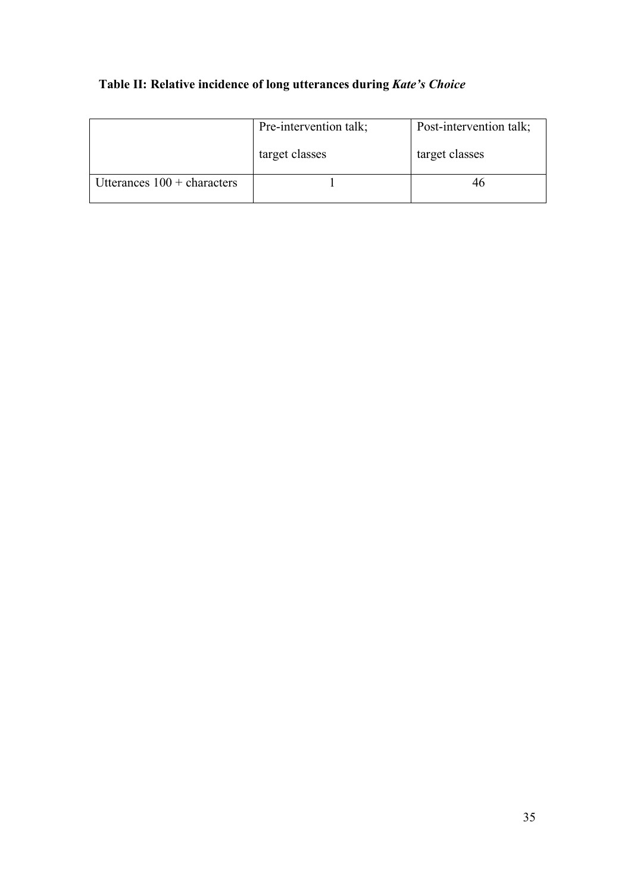**Table II: Relative incidence of long utterances during *Kate's Choice***

| | Pre-intervention talk; target classes | Post-intervention talk; target classes |
|---|---|---|
| Utterances 100 + characters | 1 | 46 |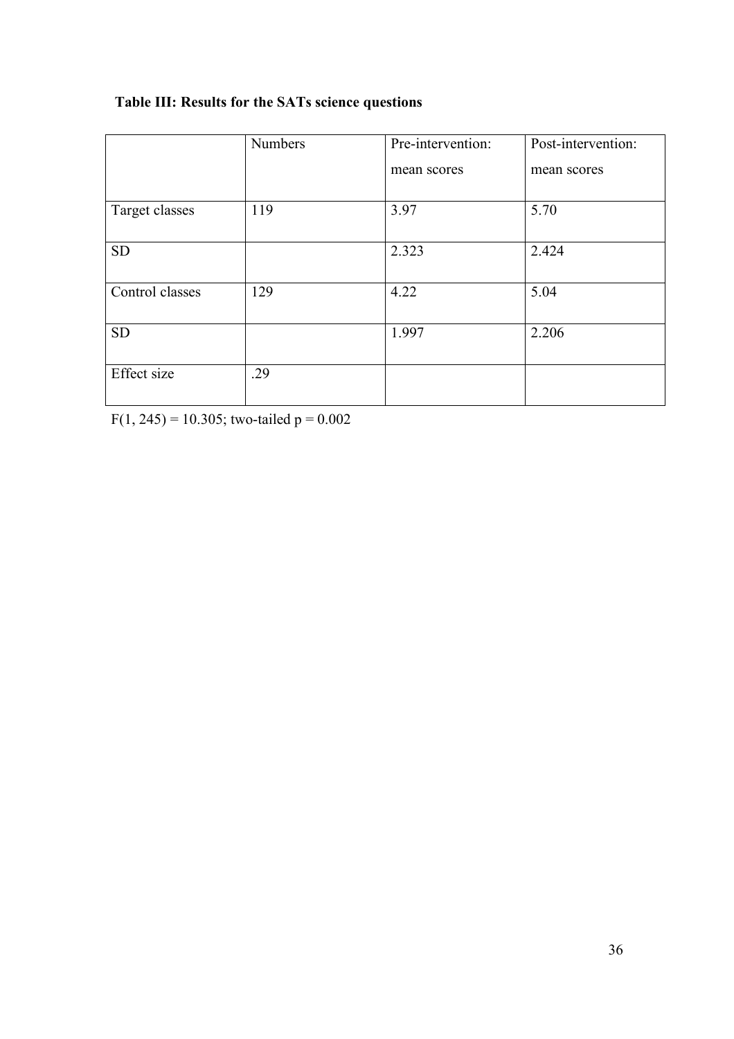**Table III: Results for the SATs science questions**

| | Numbers | Pre-intervention: mean scores | Post-intervention: mean scores |
|---|---|---|---|
| Target classes | 119 | 3.97 | 5.70 |
| SD | | 2.323 | 2.424 |
| Control classes | 129 | 4.22 | 5.04 |
| SD | | 1.997 | 2.206 |
| Effect size | .29 | | |

$F(1, 245) = 10.305$; two-tailed $p = 0.002$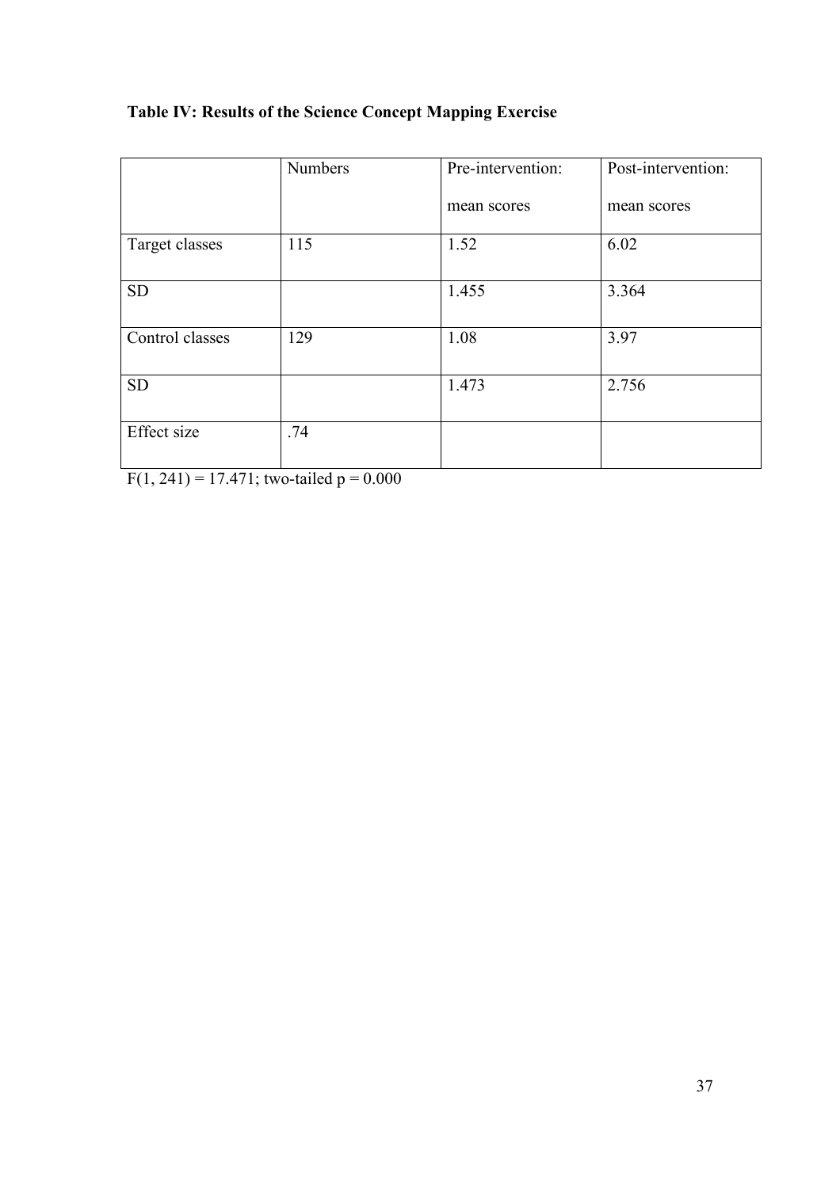**Table IV: Results of the Science Concept Mapping Exercise**

| | Numbers | Pre-intervention: mean scores | Post-intervention: mean scores |
|---|---|---|---|
| Target classes | 115 | 1.52 | 6.02 |
| SD | | 1.455 | 3.364 |
| Control classes | 129 | 1.08 | 3.97 |
| SD | | 1.473 | 2.756 |
| Effect size | .74 | | |

$F(1, 241) = 17.471$; two-tailed $p = 0.000$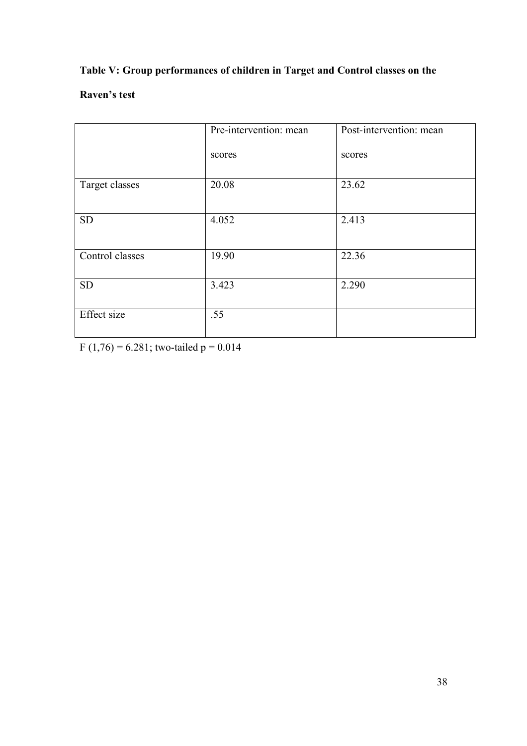**Table V: Group performances of children in Target and Control classes on the Raven's test**

| | Pre-intervention: mean scores | Post-intervention: mean scores |
|---|---|---|
| Target classes | 20.08 | 23.62 |
| SD | 4.052 | 2.413 |
| Control classes | 19.90 | 22.36 |
| SD | 3.423 | 2.290 |
| Effect size | .55 | |

$F(1,76) = 6.281$; two-tailed $p = 0.014$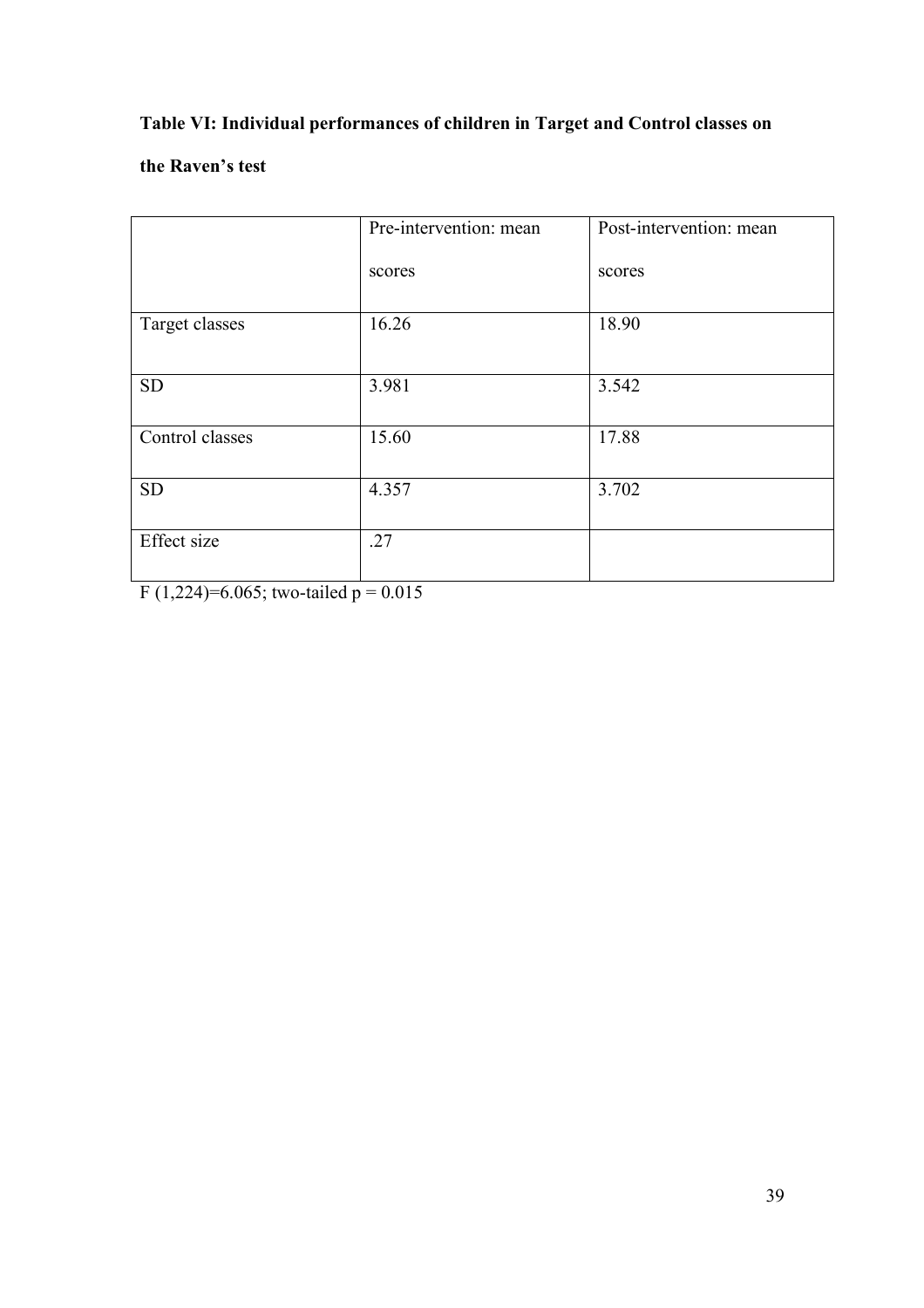**Table VI: Individual performances of children in Target and Control classes on the Raven's test**

| | Pre-intervention: mean scores | Post-intervention: mean scores |
|---|---|---|
| Target classes | 16.26 | 18.90 |
| SD | 3.981 | 3.542 |
| Control classes | 15.60 | 17.88 |
| SD | 4.357 | 3.702 |
| Effect size | .27 | |

$F(1,224)=6.065$; two-tailed $p = 0.015$